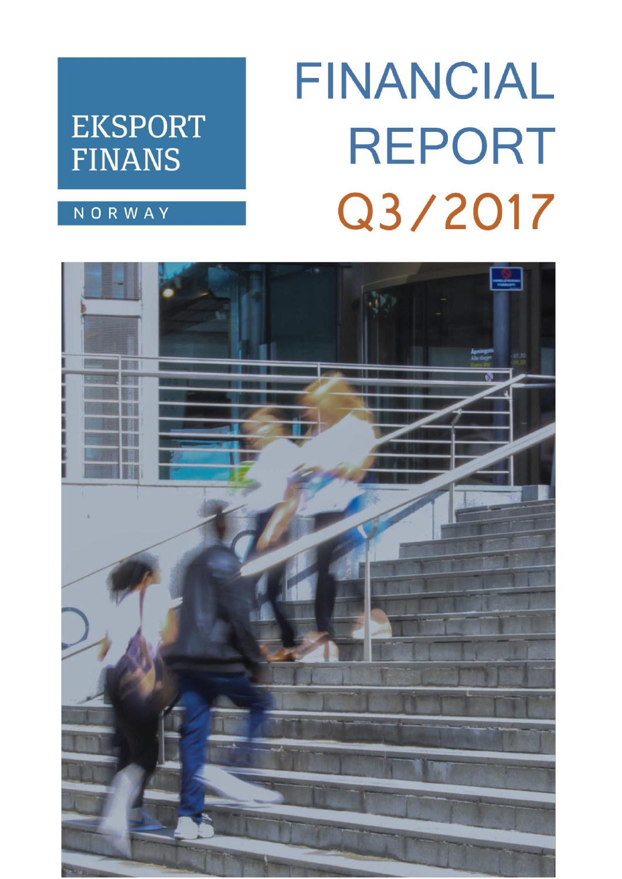EKSPORT FINANS

NORWAY

# FINANCIAL REPORT Q3/2017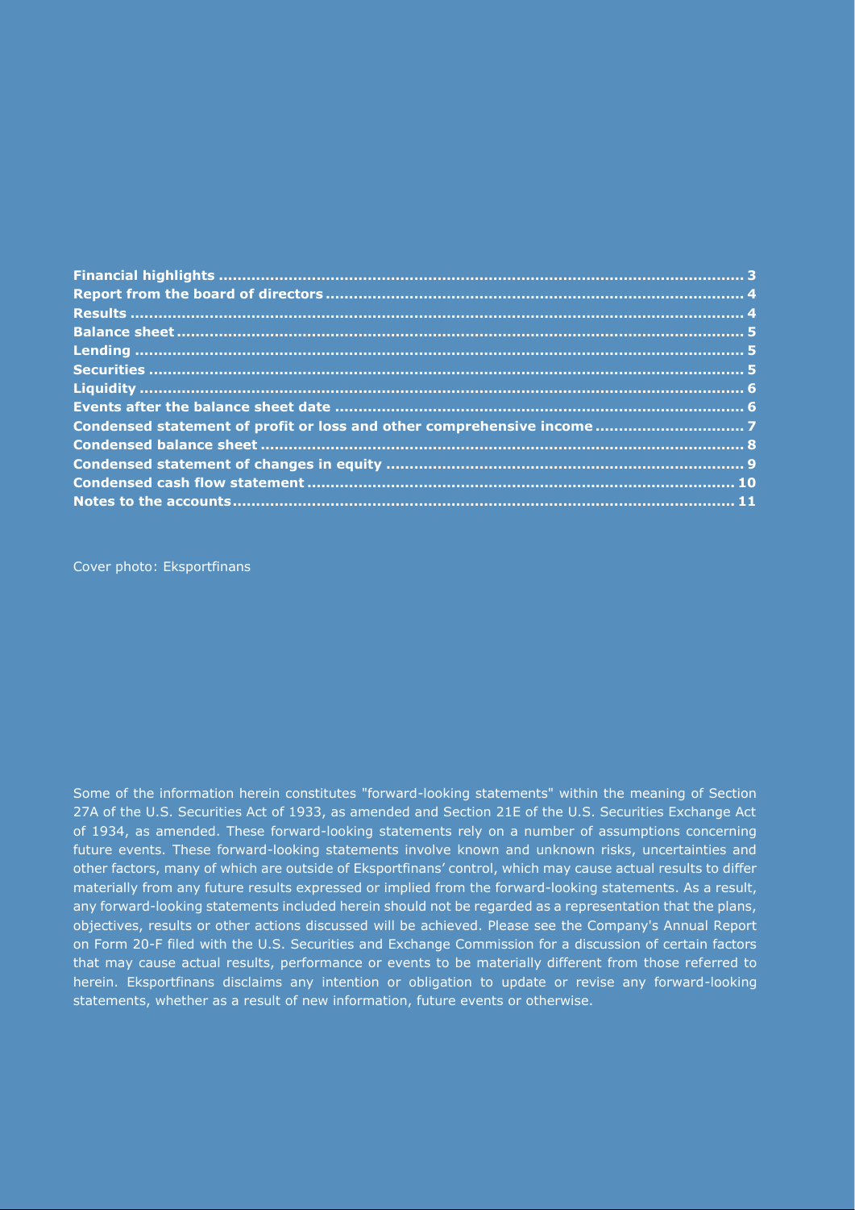| | |
|---|---|
| **Financial highlights** | **3** |
| **Report from the board of directors** | **4** |
| **Results** | **4** |
| **Balance sheet** | **5** |
| **Lending** | **5** |
| **Securities** | **5** |
| **Liquidity** | **6** |
| **Events after the balance sheet date** | **6** |
| **Condensed statement of profit or loss and other comprehensive income** | **7** |
| **Condensed balance sheet** | **8** |
| **Condensed statement of changes in equity** | **9** |
| **Condensed cash flow statement** | **10** |
| **Notes to the accounts** | **11** |

Cover photo: Eksportfinans

Some of the information herein constitutes "forward-looking statements" within the meaning of Section 27A of the U.S. Securities Act of 1933, as amended and Section 21E of the U.S. Securities Exchange Act of 1934, as amended. These forward-looking statements rely on a number of assumptions concerning future events. These forward-looking statements involve known and unknown risks, uncertainties and other factors, many of which are outside of Eksportfinans' control, which may cause actual results to differ materially from any future results expressed or implied from the forward-looking statements. As a result, any forward-looking statements included herein should not be regarded as a representation that the plans, objectives, results or other actions discussed will be achieved. Please see the Company's Annual Report on Form 20-F filed with the U.S. Securities and Exchange Commission for a discussion of certain factors that may cause actual results, performance or events to be materially different from those referred to herein. Eksportfinans disclaims any intention or obligation to update or revise any forward-looking statements, whether as a result of new information, future events or otherwise.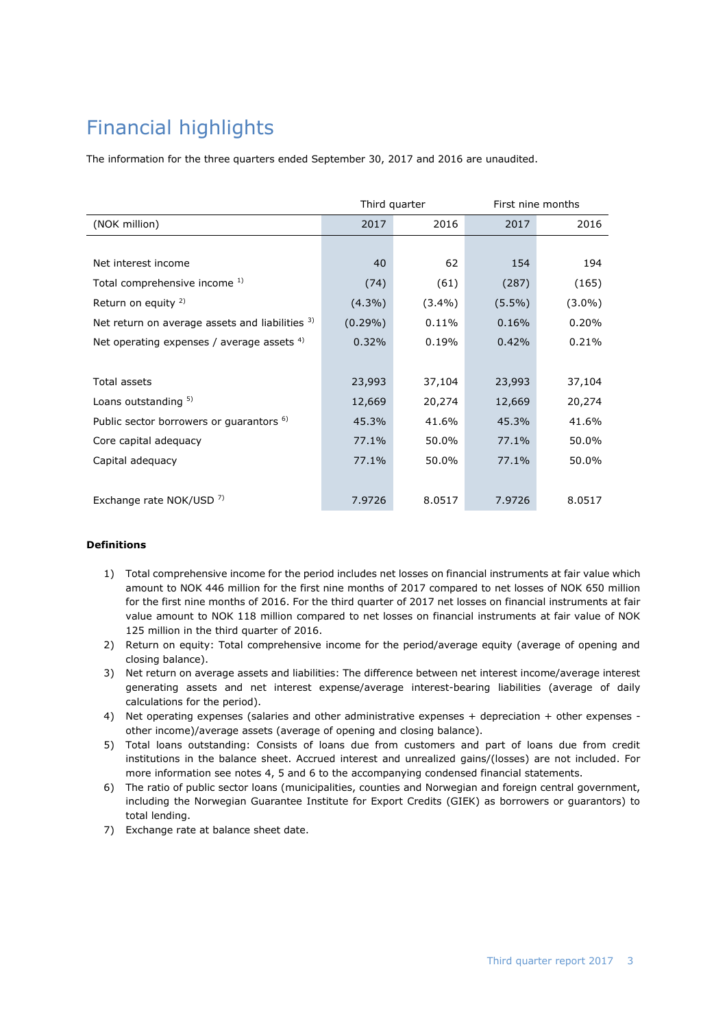# Financial highlights

The information for the three quarters ended September 30, 2017 and 2016 are unaudited.

| | Third quarter | | First nine months | |
|---|---|---|---|---|
| (NOK million) | 2017 | 2016 | 2017 | 2016 |
| | | | | |
| Net interest income | 40 | 62 | 154 | 194 |
| Total comprehensive income [1] | (74) | (61) | (287) | (165) |
| Return on equity [2] | (4.3%) | (3.4%) | (5.5%) | (3.0%) |
| Net return on average assets and liabilities [3] | (0.29%) | 0.11% | 0.16% | 0.20% |
| Net operating expenses / average assets [4] | 0.32% | 0.19% | 0.42% | 0.21% |
| | | | | |
| Total assets | 23,993 | 37,104 | 23,993 | 37,104 |
| Loans outstanding [5] | 12,669 | 20,274 | 12,669 | 20,274 |
| Public sector borrowers or guarantors [6] | 45.3% | 41.6% | 45.3% | 41.6% |
| Core capital adequacy | 77.1% | 50.0% | 77.1% | 50.0% |
| Capital adequacy | 77.1% | 50.0% | 77.1% | 50.0% |
| | | | | |
| Exchange rate NOK/USD [7] | 7.9726 | 8.0517 | 7.9726 | 8.0517 |

**Definitions**

1) Total comprehensive income for the period includes net losses on financial instruments at fair value which amount to NOK 446 million for the first nine months of 2017 compared to net losses of NOK 650 million for the first nine months of 2016. For the third quarter of 2017 net losses on financial instruments at fair value amount to NOK 118 million compared to net losses on financial instruments at fair value of NOK 125 million in the third quarter of 2016.
2) Return on equity: Total comprehensive income for the period/average equity (average of opening and closing balance).
3) Net return on average assets and liabilities: The difference between net interest income/average interest generating assets and net interest expense/average interest-bearing liabilities (average of daily calculations for the period).
4) Net operating expenses (salaries and other administrative expenses + depreciation + other expenses - other income)/average assets (average of opening and closing balance).
5) Total loans outstanding: Consists of loans due from customers and part of loans due from credit institutions in the balance sheet. Accrued interest and unrealized gains/(losses) are not included. For more information see notes 4, 5 and 6 to the accompanying condensed financial statements.
6) The ratio of public sector loans (municipalities, counties and Norwegian and foreign central government, including the Norwegian Guarantee Institute for Export Credits (GIEK) as borrowers or guarantors) to total lending.
7) Exchange rate at balance sheet date.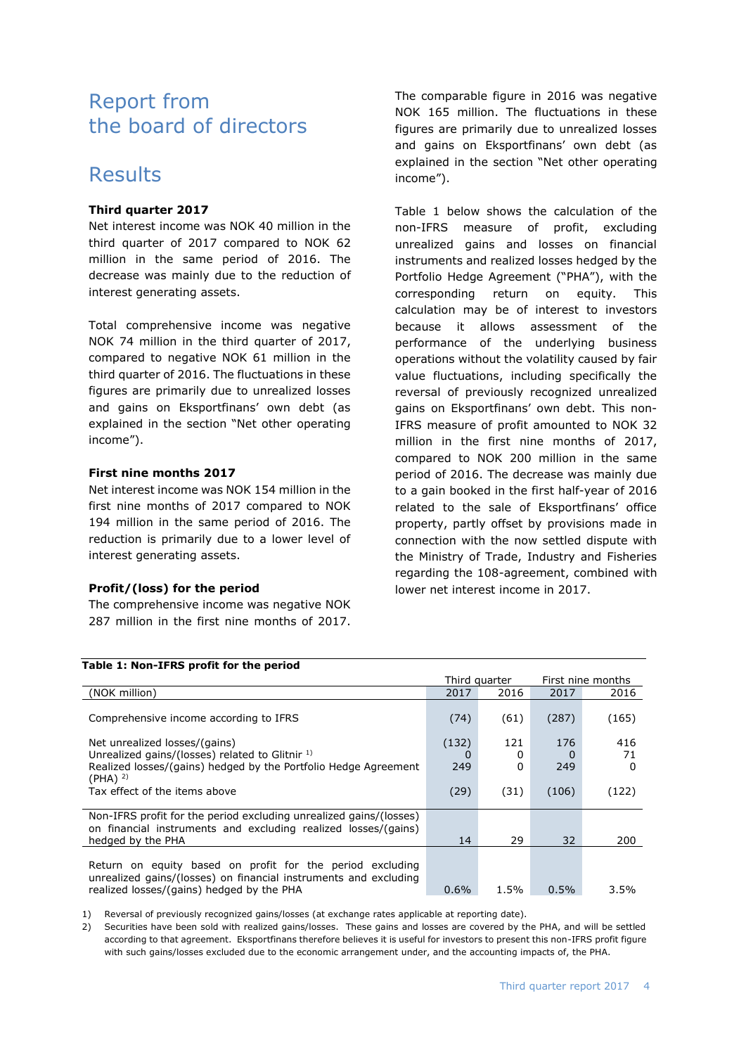# Report from the board of directors

## Results

### Third quarter 2017

Net interest income was NOK 40 million in the third quarter of 2017 compared to NOK 62 million in the same period of 2016. The decrease was mainly due to the reduction of interest generating assets.

Total comprehensive income was negative NOK 74 million in the third quarter of 2017, compared to negative NOK 61 million in the third quarter of 2016. The fluctuations in these figures are primarily due to unrealized losses and gains on Eksportfinans' own debt (as explained in the section "Net other operating income").

### First nine months 2017

Net interest income was NOK 154 million in the first nine months of 2017 compared to NOK 194 million in the same period of 2016. The reduction is primarily due to a lower level of interest generating assets.

### Profit/(loss) for the period

The comprehensive income was negative NOK 287 million in the first nine months of 2017. The comparable figure in 2016 was negative NOK 165 million. The fluctuations in these figures are primarily due to unrealized losses and gains on Eksportfinans' own debt (as explained in the section "Net other operating income").

Table 1 below shows the calculation of the non-IFRS measure of profit, excluding unrealized gains and losses on financial instruments and realized losses hedged by the Portfolio Hedge Agreement ("PHA"), with the corresponding return on equity. This calculation may be of interest to investors because it allows assessment of the performance of the underlying business operations without the volatility caused by fair value fluctuations, including specifically the reversal of previously recognized unrealized gains on Eksportfinans' own debt. This non-IFRS measure of profit amounted to NOK 32 million in the first nine months of 2017, compared to NOK 200 million in the same period of 2016. The decrease was mainly due to a gain booked in the first half-year of 2016 related to the sale of Eksportfinans' office property, partly offset by provisions made in connection with the now settled dispute with the Ministry of Trade, Industry and Fisheries regarding the 108-agreement, combined with lower net interest income in 2017.

**Table 1: Non-IFRS profit for the period**

| | Third quarter | | First nine months | |
|---|---|---|---|---|
| (NOK million) | 2017 | 2016 | 2017 | 2016 |
| Comprehensive income according to IFRS | (74) | (61) | (287) | (165) |
| Net unrealized losses/(gains) | (132) | 121 | 176 | 416 |
| Unrealized gains/(losses) related to Glitnir [1] | 0 | 0 | 0 | 71 |
| Realized losses/(gains) hedged by the Portfolio Hedge Agreement (PHA) [2] | 249 | 0 | 249 | 0 |
| Tax effect of the items above | (29) | (31) | (106) | (122) |
| Non-IFRS profit for the period excluding unrealized gains/(losses) on financial instruments and excluding realized losses/(gains) hedged by the PHA | 14 | 29 | 32 | 200 |
| Return on equity based on profit for the period excluding unrealized gains/(losses) on financial instruments and excluding realized losses/(gains) hedged by the PHA | 0.6% | 1.5% | 0.5% | 3.5% |

1) Reversal of previously recognized gains/losses (at exchange rates applicable at reporting date).

2) Securities have been sold with realized gains/losses. These gains and losses are covered by the PHA, and will be settled according to that agreement. Eksportfinans therefore believes it is useful for investors to present this non-IFRS profit figure with such gains/losses excluded due to the economic arrangement under, and the accounting impacts of, the PHA.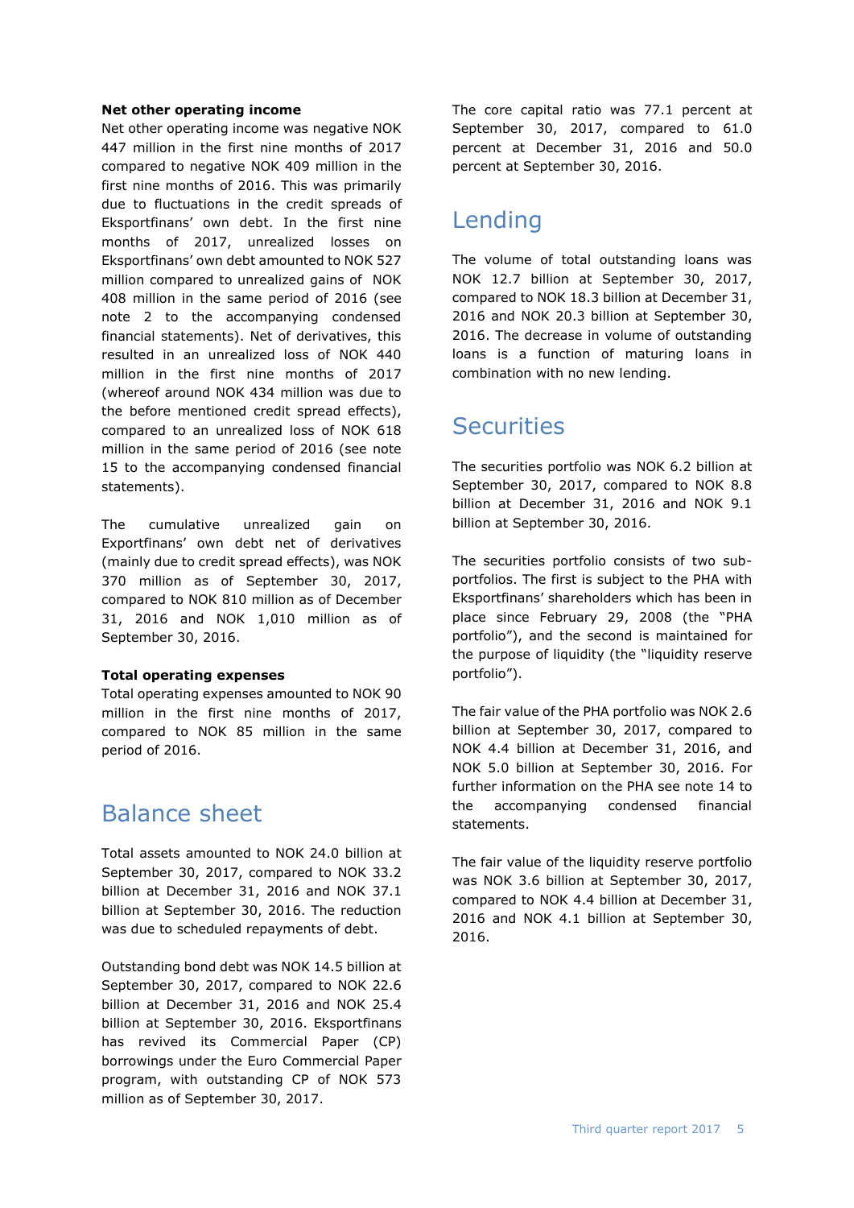**Net other operating income**

Net other operating income was negative NOK 447 million in the first nine months of 2017 compared to negative NOK 409 million in the first nine months of 2016. This was primarily due to fluctuations in the credit spreads of Eksportfinans' own debt. In the first nine months of 2017, unrealized losses on Eksportfinans' own debt amounted to NOK 527 million compared to unrealized gains of NOK 408 million in the same period of 2016 (see note 2 to the accompanying condensed financial statements). Net of derivatives, this resulted in an unrealized loss of NOK 440 million in the first nine months of 2017 (whereof around NOK 434 million was due to the before mentioned credit spread effects), compared to an unrealized loss of NOK 618 million in the same period of 2016 (see note 15 to the accompanying condensed financial statements).

The cumulative unrealized gain on Exportfinans' own debt net of derivatives (mainly due to credit spread effects), was NOK 370 million as of September 30, 2017, compared to NOK 810 million as of December 31, 2016 and NOK 1,010 million as of September 30, 2016.

**Total operating expenses**

Total operating expenses amounted to NOK 90 million in the first nine months of 2017, compared to NOK 85 million in the same period of 2016.

# Balance sheet

Total assets amounted to NOK 24.0 billion at September 30, 2017, compared to NOK 33.2 billion at December 31, 2016 and NOK 37.1 billion at September 30, 2016. The reduction was due to scheduled repayments of debt.

Outstanding bond debt was NOK 14.5 billion at September 30, 2017, compared to NOK 22.6 billion at December 31, 2016 and NOK 25.4 billion at September 30, 2016. Eksportfinans has revived its Commercial Paper (CP) borrowings under the Euro Commercial Paper program, with outstanding CP of NOK 573 million as of September 30, 2017.

The core capital ratio was 77.1 percent at September 30, 2017, compared to 61.0 percent at December 31, 2016 and 50.0 percent at September 30, 2016.

# Lending

The volume of total outstanding loans was NOK 12.7 billion at September 30, 2017, compared to NOK 18.3 billion at December 31, 2016 and NOK 20.3 billion at September 30, 2016. The decrease in volume of outstanding loans is a function of maturing loans in combination with no new lending.

# Securities

The securities portfolio was NOK 6.2 billion at September 30, 2017, compared to NOK 8.8 billion at December 31, 2016 and NOK 9.1 billion at September 30, 2016.

The securities portfolio consists of two sub-portfolios. The first is subject to the PHA with Eksportfinans' shareholders which has been in place since February 29, 2008 (the "PHA portfolio"), and the second is maintained for the purpose of liquidity (the "liquidity reserve portfolio").

The fair value of the PHA portfolio was NOK 2.6 billion at September 30, 2017, compared to NOK 4.4 billion at December 31, 2016, and NOK 5.0 billion at September 30, 2016. For further information on the PHA see note 14 to the accompanying condensed financial statements.

The fair value of the liquidity reserve portfolio was NOK 3.6 billion at September 30, 2017, compared to NOK 4.4 billion at December 31, 2016 and NOK 4.1 billion at September 30, 2016.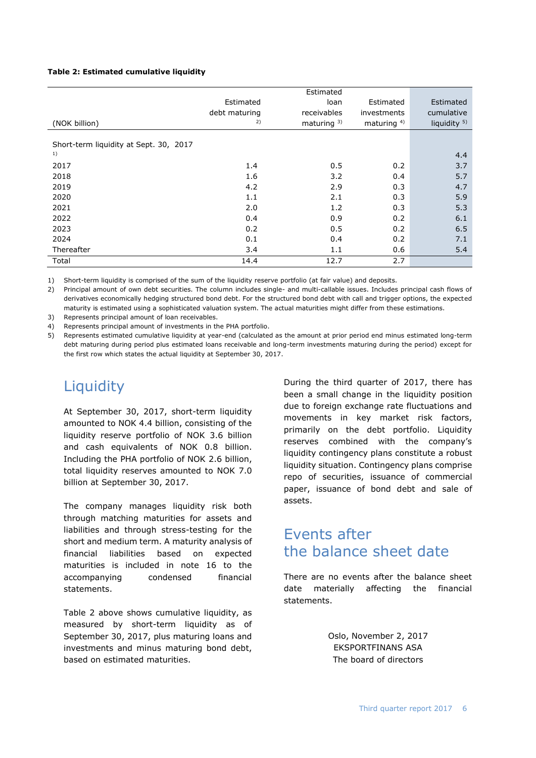**Table 2: Estimated cumulative liquidity**

| (NOK billion) | Estimated debt maturing [2] | Estimated loan receivables maturing [3] | Estimated investments maturing [4] | Estimated cumulative liquidity [5] |
|---|---|---|---|---|
| Short-term liquidity at Sept. 30, 2017 [1] | | | | 4.4 |
| 2017 | 1.4 | 0.5 | 0.2 | 3.7 |
| 2018 | 1.6 | 3.2 | 0.4 | 5.7 |
| 2019 | 4.2 | 2.9 | 0.3 | 4.7 |
| 2020 | 1.1 | 2.1 | 0.3 | 5.9 |
| 2021 | 2.0 | 1.2 | 0.3 | 5.3 |
| 2022 | 0.4 | 0.9 | 0.2 | 6.1 |
| 2023 | 0.2 | 0.5 | 0.2 | 6.5 |
| 2024 | 0.1 | 0.4 | 0.2 | 7.1 |
| Thereafter | 3.4 | 1.1 | 0.6 | 5.4 |
| Total | 14.4 | 12.7 | 2.7 | |

1) Short-term liquidity is comprised of the sum of the liquidity reserve portfolio (at fair value) and deposits.

2) Principal amount of own debt securities. The column includes single- and multi-callable issues. Includes principal cash flows of derivatives economically hedging structured bond debt. For the structured bond debt with call and trigger options, the expected maturity is estimated using a sophisticated valuation system. The actual maturities might differ from these estimations.

3) Represents principal amount of loan receivables.

4) Represents principal amount of investments in the PHA portfolio.

5) Represents estimated cumulative liquidity at year-end (calculated as the amount at prior period end minus estimated long-term debt maturing during period plus estimated loans receivable and long-term investments maturing during the period) except for the first row which states the actual liquidity at September 30, 2017.

# Liquidity

At September 30, 2017, short-term liquidity amounted to NOK 4.4 billion, consisting of the liquidity reserve portfolio of NOK 3.6 billion and cash equivalents of NOK 0.8 billion. Including the PHA portfolio of NOK 2.6 billion, total liquidity reserves amounted to NOK 7.0 billion at September 30, 2017.

The company manages liquidity risk both through matching maturities for assets and liabilities and through stress-testing for the short and medium term. A maturity analysis of financial liabilities based on expected maturities is included in note 16 to the accompanying condensed financial statements.

Table 2 above shows cumulative liquidity, as measured by short-term liquidity as of September 30, 2017, plus maturing loans and investments and minus maturing bond debt, based on estimated maturities.

During the third quarter of 2017, there has been a small change in the liquidity position due to foreign exchange rate fluctuations and movements in key market risk factors, primarily on the debt portfolio. Liquidity reserves combined with the company's liquidity contingency plans constitute a robust liquidity situation. Contingency plans comprise repo of securities, issuance of commercial paper, issuance of bond debt and sale of assets.

# Events after the balance sheet date

There are no events after the balance sheet date materially affecting the financial statements.

Oslo, November 2, 2017
EKSPORTFINANS ASA
The board of directors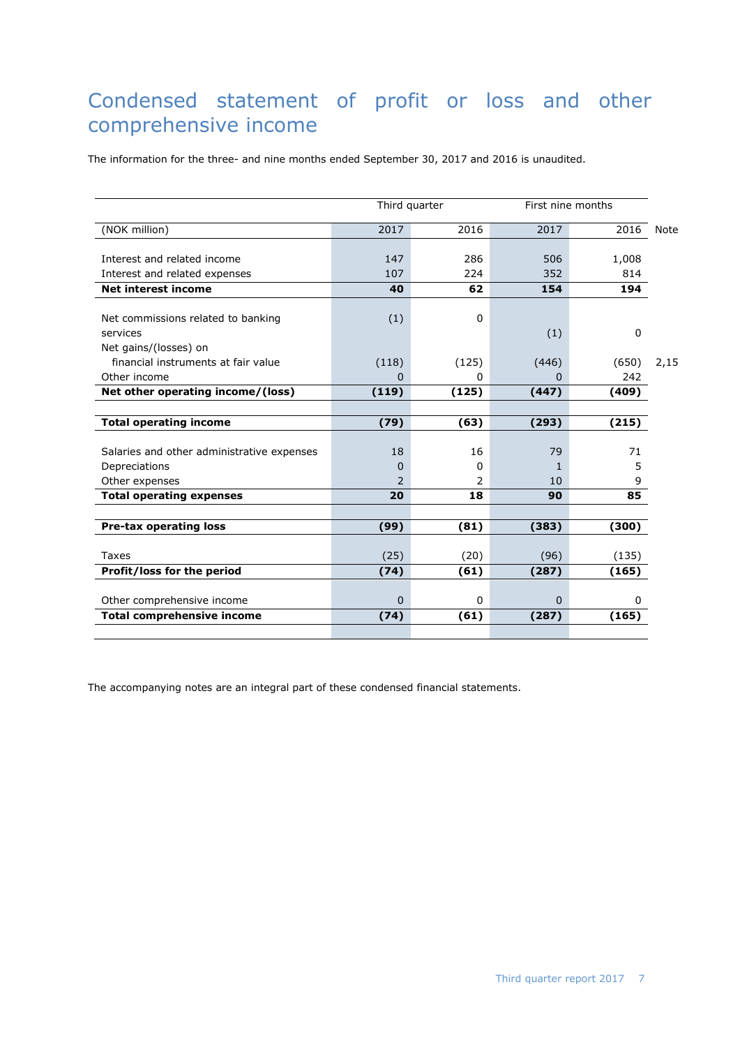# Condensed statement of profit or loss and other comprehensive income

The information for the three- and nine months ended September 30, 2017 and 2016 is unaudited.

| | Third quarter | | First nine months | | |
|---|---|---|---|---|---|
| (NOK million) | 2017 | 2016 | 2017 | 2016 | Note |
| Interest and related income | 147 | 286 | 506 | 1,008 | |
| Interest and related expenses | 107 | 224 | 352 | 814 | |
| **Net interest income** | **40** | **62** | **154** | **194** | |
| Net commissions related to banking services | (1) | 0 | (1) | 0 | |
| Net gains/(losses) on financial instruments at fair value | (118) | (125) | (446) | (650) | 2,15 |
| Other income | 0 | 0 | 0 | 242 | |
| **Net other operating income/(loss)** | **(119)** | **(125)** | **(447)** | **(409)** | |
| **Total operating income** | **(79)** | **(63)** | **(293)** | **(215)** | |
| Salaries and other administrative expenses | 18 | 16 | 79 | 71 | |
| Depreciations | 0 | 0 | 1 | 5 | |
| Other expenses | 2 | 2 | 10 | 9 | |
| **Total operating expenses** | **20** | **18** | **90** | **85** | |
| **Pre-tax operating loss** | **(99)** | **(81)** | **(383)** | **(300)** | |
| Taxes | (25) | (20) | (96) | (135) | |
| **Profit/loss for the period** | **(74)** | **(61)** | **(287)** | **(165)** | |
| Other comprehensive income | 0 | 0 | 0 | 0 | |
| **Total comprehensive income** | **(74)** | **(61)** | **(287)** | **(165)** | |

The accompanying notes are an integral part of these condensed financial statements.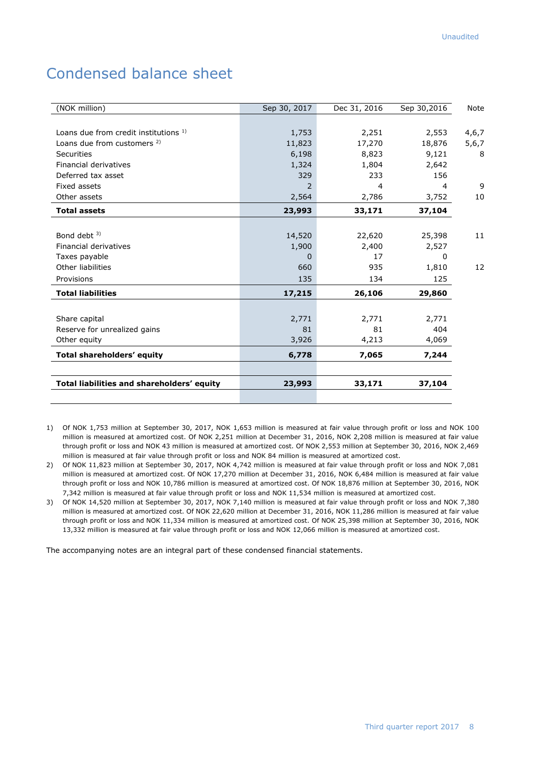Unaudited

# Condensed balance sheet

| (NOK million) | Sep 30, 2017 | Dec 31, 2016 | Sep 30,2016 | Note |
|---|---|---|---|---|
| Loans due from credit institutions [1] | 1,753 | 2,251 | 2,553 | 4,6,7 |
| Loans due from customers [2] | 11,823 | 17,270 | 18,876 | 5,6,7 |
| Securities | 6,198 | 8,823 | 9,121 | 8 |
| Financial derivatives | 1,324 | 1,804 | 2,642 | |
| Deferred tax asset | 329 | 233 | 156 | |
| Fixed assets | 2 | 4 | 4 | 9 |
| Other assets | 2,564 | 2,786 | 3,752 | 10 |
| **Total assets** | **23,993** | **33,171** | **37,104** | |
| Bond debt [3] | 14,520 | 22,620 | 25,398 | 11 |
| Financial derivatives | 1,900 | 2,400 | 2,527 | |
| Taxes payable | 0 | 17 | 0 | |
| Other liabilities | 660 | 935 | 1,810 | 12 |
| Provisions | 135 | 134 | 125 | |
| **Total liabilities** | **17,215** | **26,106** | **29,860** | |
| Share capital | 2,771 | 2,771 | 2,771 | |
| Reserve for unrealized gains | 81 | 81 | 404 | |
| Other equity | 3,926 | 4,213 | 4,069 | |
| **Total shareholders' equity** | **6,778** | **7,065** | **7,244** | |
| **Total liabilities and shareholders' equity** | **23,993** | **33,171** | **37,104** | |

1) Of NOK 1,753 million at September 30, 2017, NOK 1,653 million is measured at fair value through profit or loss and NOK 100 million is measured at amortized cost. Of NOK 2,251 million at December 31, 2016, NOK 2,208 million is measured at fair value through profit or loss and NOK 43 million is measured at amortized cost. Of NOK 2,553 million at September 30, 2016, NOK 2,469 million is measured at fair value through profit or loss and NOK 84 million is measured at amortized cost.

2) Of NOK 11,823 million at September 30, 2017, NOK 4,742 million is measured at fair value through profit or loss and NOK 7,081 million is measured at amortized cost. Of NOK 17,270 million at December 31, 2016, NOK 6,484 million is measured at fair value through profit or loss and NOK 10,786 million is measured at amortized cost. Of NOK 18,876 million at September 30, 2016, NOK 7,342 million is measured at fair value through profit or loss and NOK 11,534 million is measured at amortized cost.

3) Of NOK 14,520 million at September 30, 2017, NOK 7,140 million is measured at fair value through profit or loss and NOK 7,380 million is measured at amortized cost. Of NOK 22,620 million at December 31, 2016, NOK 11,286 million is measured at fair value through profit or loss and NOK 11,334 million is measured at amortized cost. Of NOK 25,398 million at September 30, 2016, NOK 13,332 million is measured at fair value through profit or loss and NOK 12,066 million is measured at amortized cost.

The accompanying notes are an integral part of these condensed financial statements.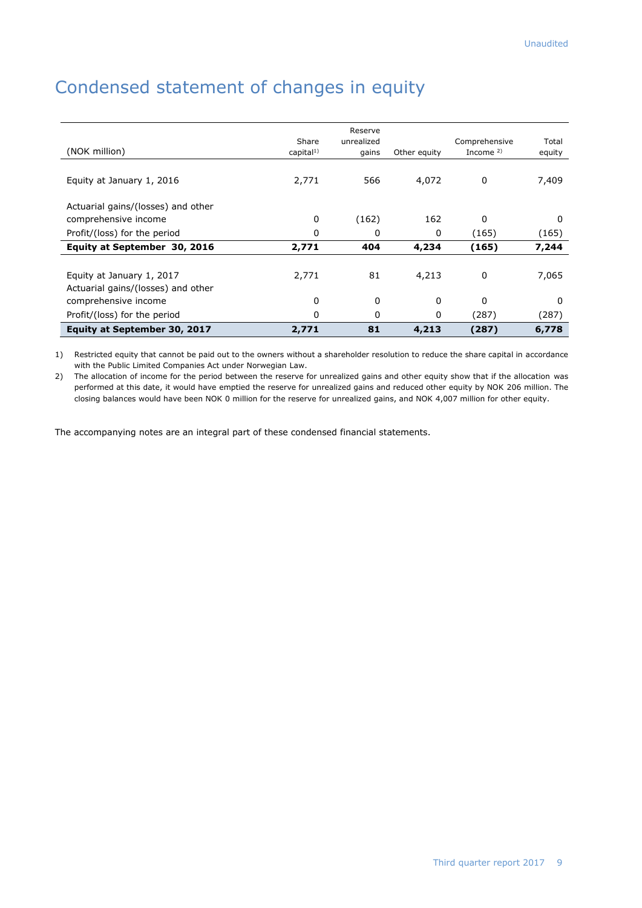# Condensed statement of changes in equity

| (NOK million) | Share capital[1] | Reserve unrealized gains | Other equity | Comprehensive Income [2] | Total equity |
|---|---|---|---|---|---|
| Equity at January 1, 2016 | 2,771 | 566 | 4,072 | 0 | 7,409 |
| Actuarial gains/(losses) and other comprehensive income | 0 | (162) | 162 | 0 | 0 |
| Profit/(loss) for the period | 0 | 0 | 0 | (165) | (165) |
| **Equity at September 30, 2016** | **2,771** | **404** | **4,234** | **(165)** | **7,244** |
| Equity at January 1, 2017 | 2,771 | 81 | 4,213 | 0 | 7,065 |
| Actuarial gains/(losses) and other comprehensive income | 0 | 0 | 0 | 0 | 0 |
| Profit/(loss) for the period | 0 | 0 | 0 | (287) | (287) |
| **Equity at September 30, 2017** | **2,771** | **81** | **4,213** | **(287)** | **6,778** |

1) Restricted equity that cannot be paid out to the owners without a shareholder resolution to reduce the share capital in accordance with the Public Limited Companies Act under Norwegian Law.

2) The allocation of income for the period between the reserve for unrealized gains and other equity show that if the allocation was performed at this date, it would have emptied the reserve for unrealized gains and reduced other equity by NOK 206 million. The closing balances would have been NOK 0 million for the reserve for unrealized gains, and NOK 4,007 million for other equity.

The accompanying notes are an integral part of these condensed financial statements.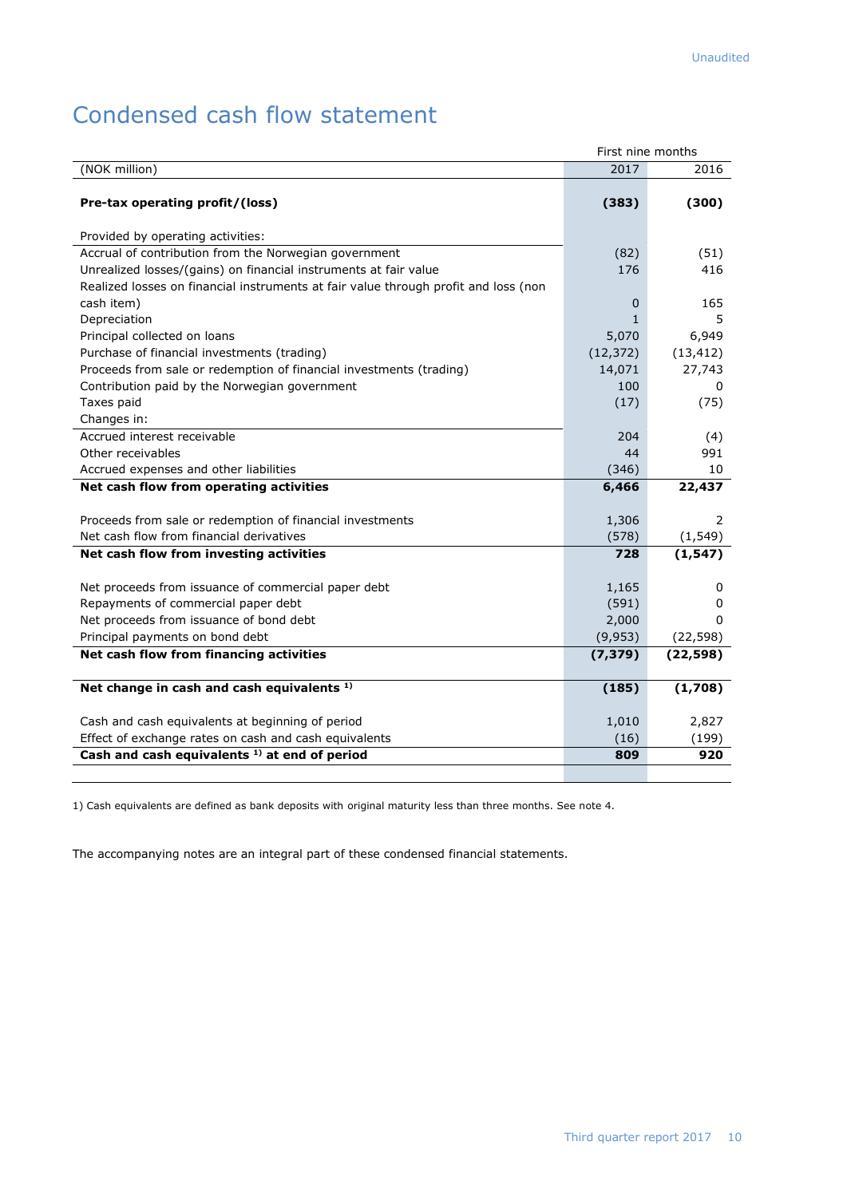Unaudited

# Condensed cash flow statement

| | First nine months | |
|---|---|---|
| (NOK million) | 2017 | 2016 |
| **Pre-tax operating profit/(loss)** | **(383)** | **(300)** |
| Provided by operating activities: | | |
| Accrual of contribution from the Norwegian government | (82) | (51) |
| Unrealized losses/(gains) on financial instruments at fair value | 176 | 416 |
| Realized losses on financial instruments at fair value through profit and loss (non cash item) | 0 | 165 |
| Depreciation | 1 | 5 |
| Principal collected on loans | 5,070 | 6,949 |
| Purchase of financial investments (trading) | (12,372) | (13,412) |
| Proceeds from sale or redemption of financial investments (trading) | 14,071 | 27,743 |
| Contribution paid by the Norwegian government | 100 | 0 |
| Taxes paid | (17) | (75) |
| Changes in: | | |
| Accrued interest receivable | 204 | (4) |
| Other receivables | 44 | 991 |
| Accrued expenses and other liabilities | (346) | 10 |
| **Net cash flow from operating activities** | **6,466** | **22,437** |
| Proceeds from sale or redemption of financial investments | 1,306 | 2 |
| Net cash flow from financial derivatives | (578) | (1,549) |
| **Net cash flow from investing activities** | **728** | **(1,547)** |
| Net proceeds from issuance of commercial paper debt | 1,165 | 0 |
| Repayments of commercial paper debt | (591) | 0 |
| Net proceeds from issuance of bond debt | 2,000 | 0 |
| Principal payments on bond debt | (9,953) | (22,598) |
| **Net cash flow from financing activities** | **(7,379)** | **(22,598)** |
| **Net change in cash and cash equivalents [1)]** | **(185)** | **(1,708)** |
| Cash and cash equivalents at beginning of period | 1,010 | 2,827 |
| Effect of exchange rates on cash and cash equivalents | (16) | (199) |
| **Cash and cash equivalents [1)] at end of period** | **809** | **920** |

1) Cash equivalents are defined as bank deposits with original maturity less than three months. See note 4.

The accompanying notes are an integral part of these condensed financial statements.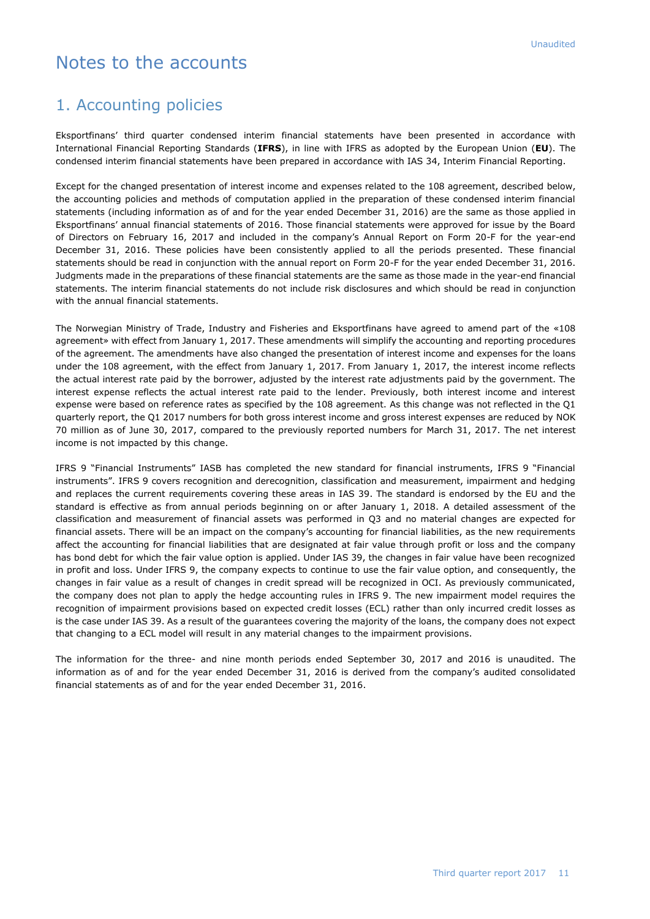# Notes to the accounts

## 1. Accounting policies

Eksportfinans' third quarter condensed interim financial statements have been presented in accordance with International Financial Reporting Standards (**IFRS**), in line with IFRS as adopted by the European Union (**EU**). The condensed interim financial statements have been prepared in accordance with IAS 34, Interim Financial Reporting.

Except for the changed presentation of interest income and expenses related to the 108 agreement, described below, the accounting policies and methods of computation applied in the preparation of these condensed interim financial statements (including information as of and for the year ended December 31, 2016) are the same as those applied in Eksportfinans' annual financial statements of 2016. Those financial statements were approved for issue by the Board of Directors on February 16, 2017 and included in the company's Annual Report on Form 20-F for the year-end December 31, 2016. These policies have been consistently applied to all the periods presented. These financial statements should be read in conjunction with the annual report on Form 20-F for the year ended December 31, 2016. Judgments made in the preparations of these financial statements are the same as those made in the year-end financial statements. The interim financial statements do not include risk disclosures and which should be read in conjunction with the annual financial statements.

The Norwegian Ministry of Trade, Industry and Fisheries and Eksportfinans have agreed to amend part of the «108 agreement» with effect from January 1, 2017. These amendments will simplify the accounting and reporting procedures of the agreement. The amendments have also changed the presentation of interest income and expenses for the loans under the 108 agreement, with the effect from January 1, 2017. From January 1, 2017, the interest income reflects the actual interest rate paid by the borrower, adjusted by the interest rate adjustments paid by the government. The interest expense reflects the actual interest rate paid to the lender. Previously, both interest income and interest expense were based on reference rates as specified by the 108 agreement. As this change was not reflected in the Q1 quarterly report, the Q1 2017 numbers for both gross interest income and gross interest expenses are reduced by NOK 70 million as of June 30, 2017, compared to the previously reported numbers for March 31, 2017. The net interest income is not impacted by this change.

IFRS 9 "Financial Instruments" IASB has completed the new standard for financial instruments, IFRS 9 "Financial instruments". IFRS 9 covers recognition and derecognition, classification and measurement, impairment and hedging and replaces the current requirements covering these areas in IAS 39. The standard is endorsed by the EU and the standard is effective as from annual periods beginning on or after January 1, 2018. A detailed assessment of the classification and measurement of financial assets was performed in Q3 and no material changes are expected for financial assets. There will be an impact on the company's accounting for financial liabilities, as the new requirements affect the accounting for financial liabilities that are designated at fair value through profit or loss and the company has bond debt for which the fair value option is applied. Under IAS 39, the changes in fair value have been recognized in profit and loss. Under IFRS 9, the company expects to continue to use the fair value option, and consequently, the changes in fair value as a result of changes in credit spread will be recognized in OCI. As previously communicated, the company does not plan to apply the hedge accounting rules in IFRS 9. The new impairment model requires the recognition of impairment provisions based on expected credit losses (ECL) rather than only incurred credit losses as is the case under IAS 39. As a result of the guarantees covering the majority of the loans, the company does not expect that changing to a ECL model will result in any material changes to the impairment provisions.

The information for the three- and nine month periods ended September 30, 2017 and 2016 is unaudited. The information as of and for the year ended December 31, 2016 is derived from the company's audited consolidated financial statements as of and for the year ended December 31, 2016.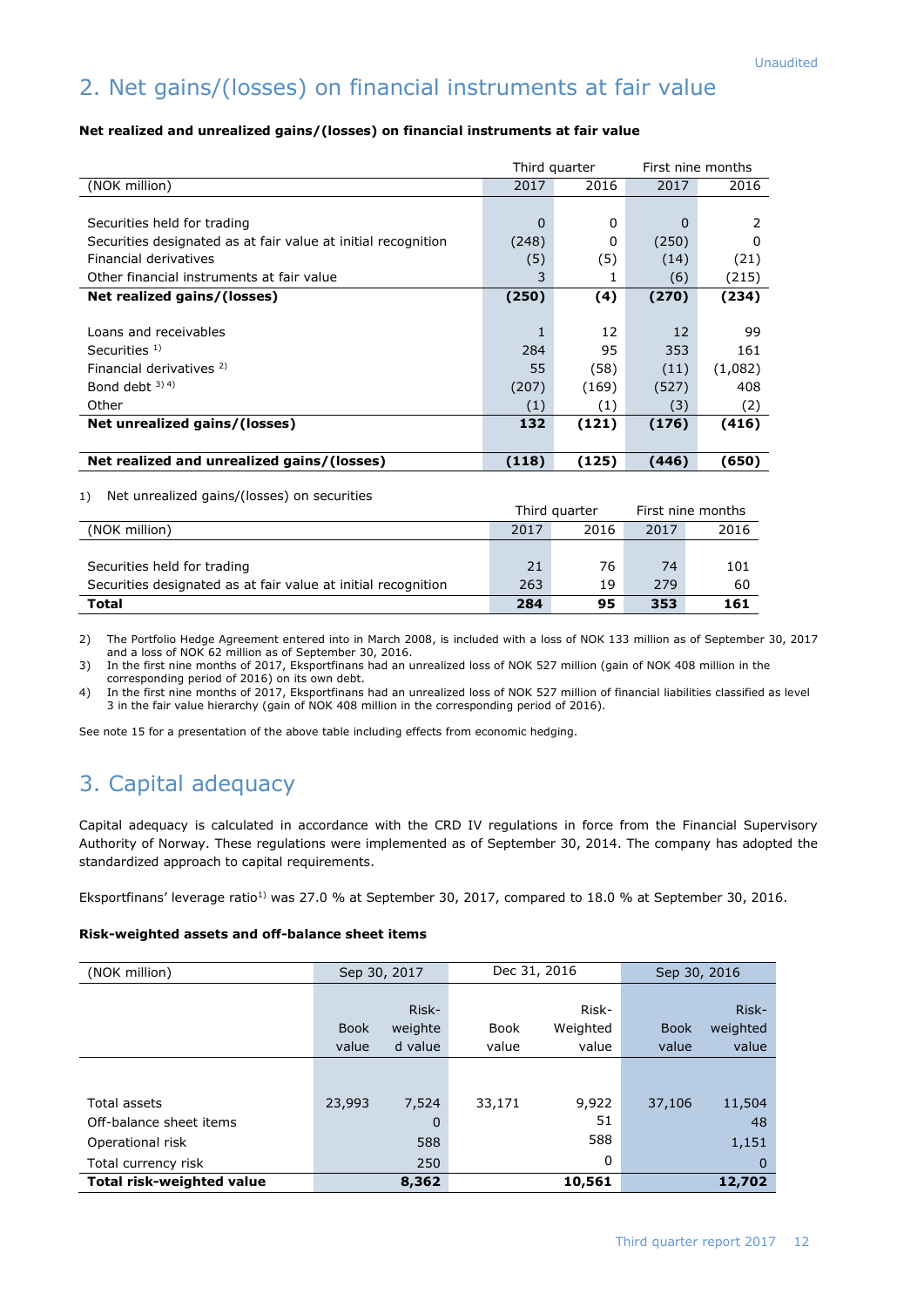Unaudited

## 2. Net gains/(losses) on financial instruments at fair value

**Net realized and unrealized gains/(losses) on financial instruments at fair value**

| (NOK million) | Third quarter 2017 | Third quarter 2016 | First nine months 2017 | First nine months 2016 |
|---|---|---|---|---|
| Securities held for trading | 0 | 0 | 0 | 2 |
| Securities designated as at fair value at initial recognition | (248) | 0 | (250) | 0 |
| Financial derivatives | (5) | (5) | (14) | (21) |
| Other financial instruments at fair value | 3 | 1 | (6) | (215) |
| **Net realized gains/(losses)** | **(250)** | **(4)** | **(270)** | **(234)** |
| Loans and receivables | 1 | 12 | 12 | 99 |
| Securities [1] | 284 | 95 | 353 | 161 |
| Financial derivatives [2] | 55 | (58) | (11) | (1,082) |
| Bond debt [3] [4] | (207) | (169) | (527) | 408 |
| Other | (1) | (1) | (3) | (2) |
| **Net unrealized gains/(losses)** | **132** | **(121)** | **(176)** | **(416)** |
| **Net realized and unrealized gains/(losses)** | **(118)** | **(125)** | **(446)** | **(650)** |

1) Net unrealized gains/(losses) on securities

| (NOK million) | Third quarter 2017 | Third quarter 2016 | First nine months 2017 | First nine months 2016 |
|---|---|---|---|---|
| Securities held for trading | 21 | 76 | 74 | 101 |
| Securities designated as at fair value at initial recognition | 263 | 19 | 279 | 60 |
| **Total** | **284** | **95** | **353** | **161** |

2) The Portfolio Hedge Agreement entered into in March 2008, is included with a loss of NOK 133 million as of September 30, 2017 and a loss of NOK 62 million as of September 30, 2016.

3) In the first nine months of 2017, Eksportfinans had an unrealized loss of NOK 527 million (gain of NOK 408 million in the corresponding period of 2016) on its own debt.

4) In the first nine months of 2017, Eksportfinans had an unrealized loss of NOK 527 million of financial liabilities classified as level 3 in the fair value hierarchy (gain of NOK 408 million in the corresponding period of 2016).

See note 15 for a presentation of the above table including effects from economic hedging.

## 3. Capital adequacy

Capital adequacy is calculated in accordance with the CRD IV regulations in force from the Financial Supervisory Authority of Norway. These regulations were implemented as of September 30, 2014. The company has adopted the standardized approach to capital requirements.

Eksportfinans' leverage ratio[1] was 27.0 % at September 30, 2017, compared to 18.0 % at September 30, 2016.

**Risk-weighted assets and off-balance sheet items**

| (NOK million) | Sep 30, 2017 | | Dec 31, 2016 | | Sep 30, 2016 | |
|---|---|---|---|---|---|---|
| | Book value | Risk-weighted value | Book value | Risk-Weighted value | Book value | Risk-weighted value |
| Total assets | 23,993 | 7,524 | 33,171 | 9,922 | 37,106 | 11,504 |
| Off-balance sheet items | | 0 | | 51 | | 48 |
| Operational risk | | 588 | | 588 | | 1,151 |
| Total currency risk | | 250 | | 0 | | 0 |
| **Total risk-weighted value** | | **8,362** | | **10,561** | | **12,702** |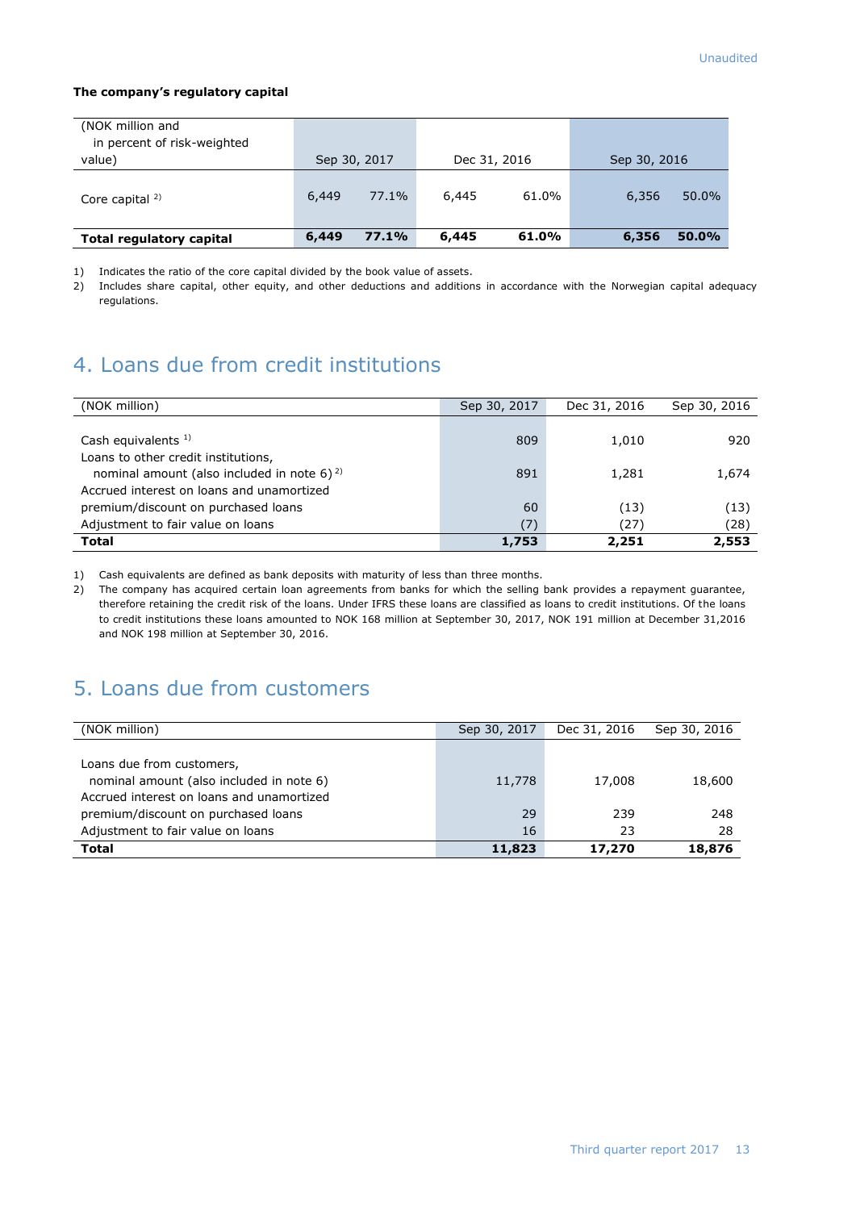Unaudited

**The company's regulatory capital**

| (NOK million and in percent of risk-weighted value) | Sep 30, 2017 | | Dec 31, 2016 | | Sep 30, 2016 | |
|---|---|---|---|---|---|---|
| Core capital [2] | 6,449 | 77.1% | 6,445 | 61.0% | 6,356 | 50.0% |
| **Total regulatory capital** | **6,449** | **77.1%** | **6,445** | **61.0%** | **6,356** | **50.0%** |

1) Indicates the ratio of the core capital divided by the book value of assets.
2) Includes share capital, other equity, and other deductions and additions in accordance with the Norwegian capital adequacy regulations.

# 4. Loans due from credit institutions

| (NOK million) | Sep 30, 2017 | Dec 31, 2016 | Sep 30, 2016 |
|---|---|---|---|
| Cash equivalents [1] | 809 | 1,010 | 920 |
| Loans to other credit institutions, nominal amount (also included in note 6) [2] | 891 | 1,281 | 1,674 |
| Accrued interest on loans and unamortized premium/discount on purchased loans | 60 | (13) | (13) |
| Adjustment to fair value on loans | (7) | (27) | (28) |
| **Total** | **1,753** | **2,251** | **2,553** |

1) Cash equivalents are defined as bank deposits with maturity of less than three months.
2) The company has acquired certain loan agreements from banks for which the selling bank provides a repayment guarantee, therefore retaining the credit risk of the loans. Under IFRS these loans are classified as loans to credit institutions. Of the loans to credit institutions these loans amounted to NOK 168 million at September 30, 2017, NOK 191 million at December 31,2016 and NOK 198 million at September 30, 2016.

# 5. Loans due from customers

| (NOK million) | Sep 30, 2017 | Dec 31, 2016 | Sep 30, 2016 |
|---|---|---|---|
| Loans due from customers, nominal amount (also included in note 6) | 11,778 | 17,008 | 18,600 |
| Accrued interest on loans and unamortized premium/discount on purchased loans | 29 | 239 | 248 |
| Adjustment to fair value on loans | 16 | 23 | 28 |
| **Total** | **11,823** | **17,270** | **18,876** |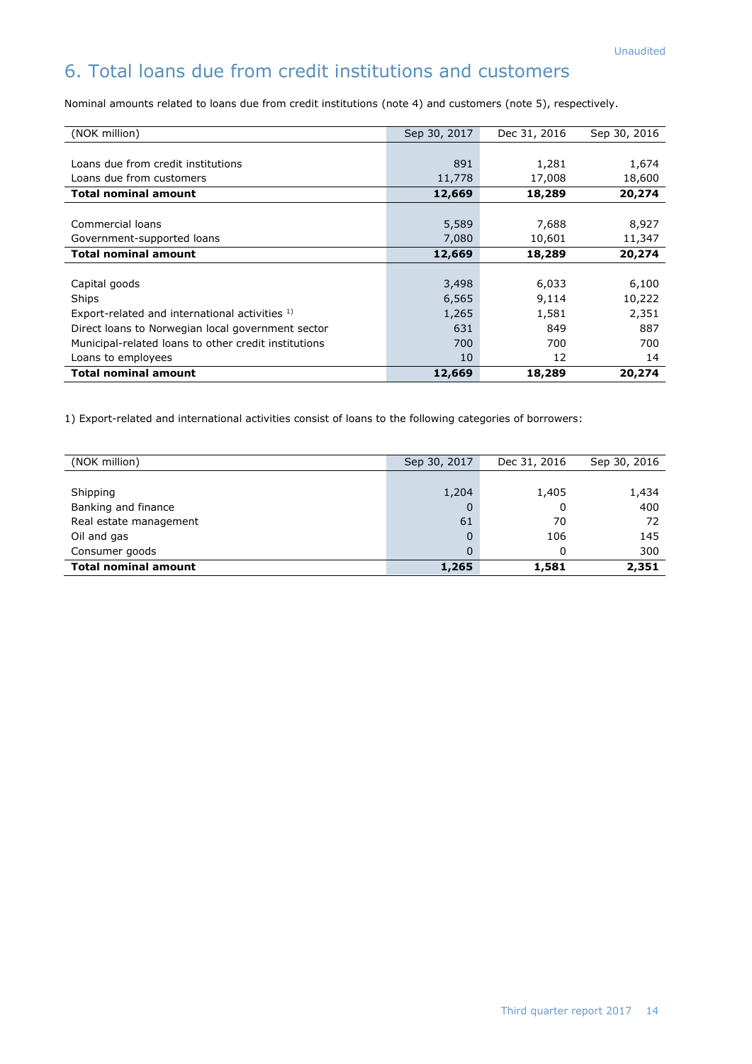Unaudited

# 6. Total loans due from credit institutions and customers

Nominal amounts related to loans due from credit institutions (note 4) and customers (note 5), respectively.

| (NOK million) | Sep 30, 2017 | Dec 31, 2016 | Sep 30, 2016 |
|---|---|---|---|
| Loans due from credit institutions | 891 | 1,281 | 1,674 |
| Loans due from customers | 11,778 | 17,008 | 18,600 |
| **Total nominal amount** | **12,669** | **18,289** | **20,274** |
| | | | |
| Commercial loans | 5,589 | 7,688 | 8,927 |
| Government-supported loans | 7,080 | 10,601 | 11,347 |
| **Total nominal amount** | **12,669** | **18,289** | **20,274** |
| | | | |
| Capital goods | 3,498 | 6,033 | 6,100 |
| Ships | 6,565 | 9,114 | 10,222 |
| Export-related and international activities [1)] | 1,265 | 1,581 | 2,351 |
| Direct loans to Norwegian local government sector | 631 | 849 | 887 |
| Municipal-related loans to other credit institutions | 700 | 700 | 700 |
| Loans to employees | 10 | 12 | 14 |
| **Total nominal amount** | **12,669** | **18,289** | **20,274** |

1) Export-related and international activities consist of loans to the following categories of borrowers:

| (NOK million) | Sep 30, 2017 | Dec 31, 2016 | Sep 30, 2016 |
|---|---|---|---|
| Shipping | 1,204 | 1,405 | 1,434 |
| Banking and finance | 0 | 0 | 400 |
| Real estate management | 61 | 70 | 72 |
| Oil and gas | 0 | 106 | 145 |
| Consumer goods | 0 | 0 | 300 |
| **Total nominal amount** | **1,265** | **1,581** | **2,351** |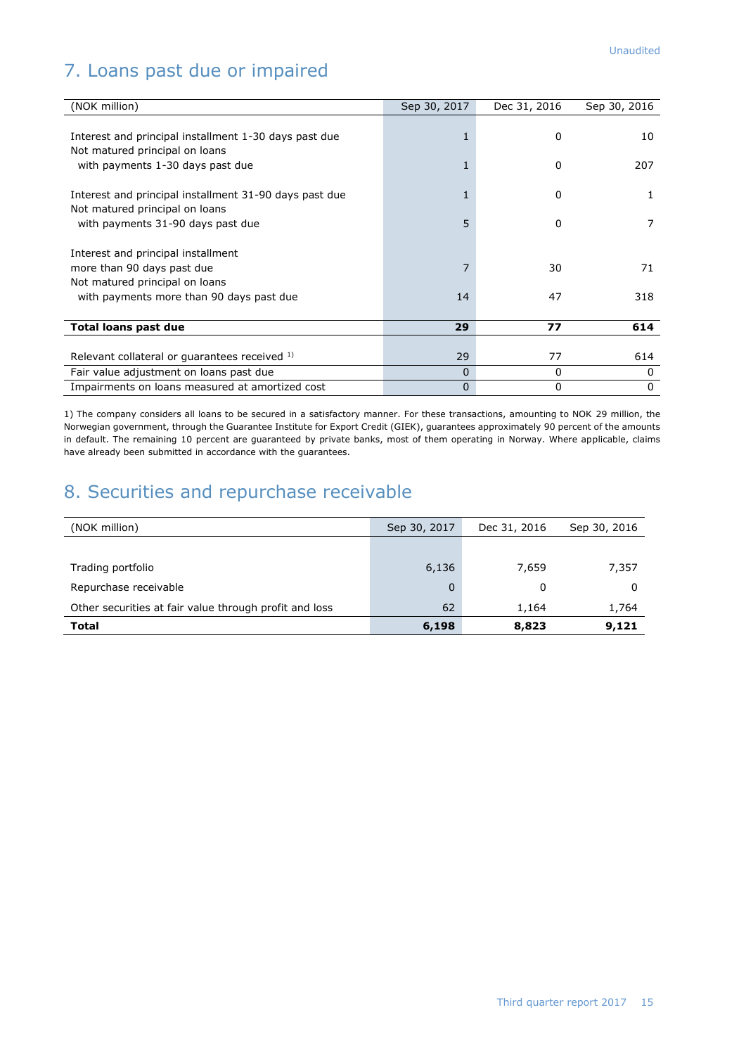Unaudited

## 7. Loans past due or impaired

| (NOK million) | Sep 30, 2017 | Dec 31, 2016 | Sep 30, 2016 |
|---|---|---|---|
| Interest and principal installment 1-30 days past due | 1 | 0 | 10 |
| Not matured principal on loans with payments 1-30 days past due | 1 | 0 | 207 |
| Interest and principal installment 31-90 days past due | 1 | 0 | 1 |
| Not matured principal on loans with payments 31-90 days past due | 5 | 0 | 7 |
| Interest and principal installment more than 90 days past due | 7 | 30 | 71 |
| Not matured principal on loans with payments more than 90 days past due | 14 | 47 | 318 |
| **Total loans past due** | **29** | **77** | **614** |
| Relevant collateral or guarantees received [1)] | 29 | 77 | 614 |
| Fair value adjustment on loans past due | 0 | 0 | 0 |
| Impairments on loans measured at amortized cost | 0 | 0 | 0 |

1) The company considers all loans to be secured in a satisfactory manner. For these transactions, amounting to NOK 29 million, the Norwegian government, through the Guarantee Institute for Export Credit (GIEK), guarantees approximately 90 percent of the amounts in default. The remaining 10 percent are guaranteed by private banks, most of them operating in Norway. Where applicable, claims have already been submitted in accordance with the guarantees.

## 8. Securities and repurchase receivable

| (NOK million) | Sep 30, 2017 | Dec 31, 2016 | Sep 30, 2016 |
|---|---|---|---|
| Trading portfolio | 6,136 | 7,659 | 7,357 |
| Repurchase receivable | 0 | 0 | 0 |
| Other securities at fair value through profit and loss | 62 | 1,164 | 1,764 |
| **Total** | **6,198** | **8,823** | **9,121** |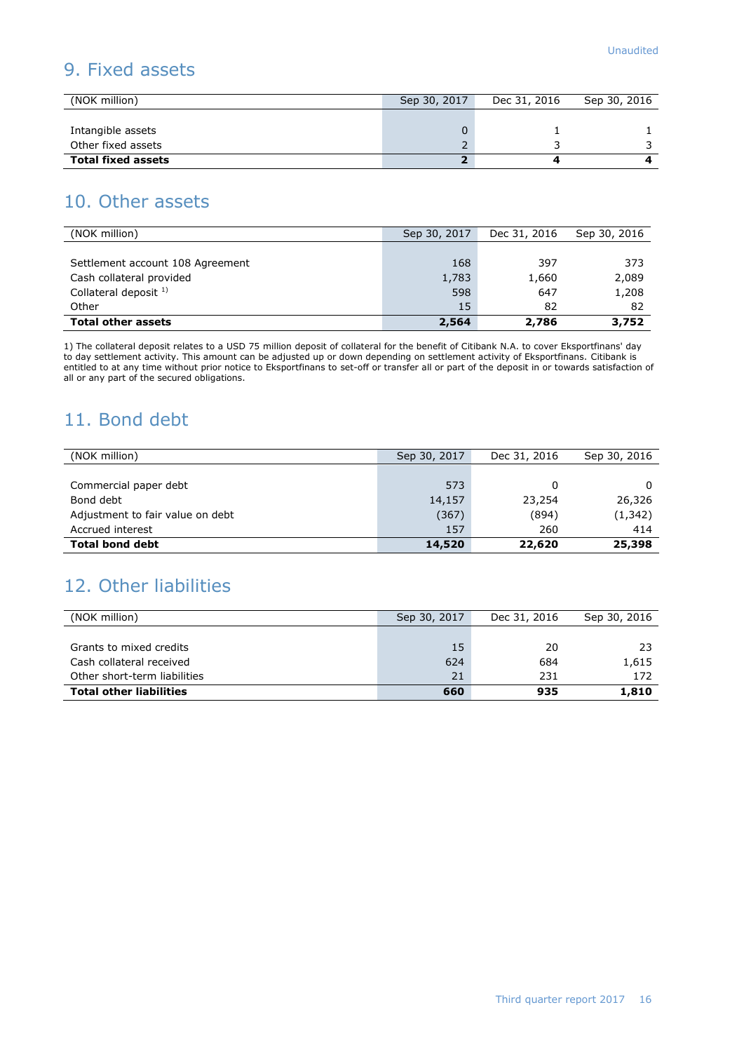Unaudited

## 9. Fixed assets

| (NOK million) | Sep 30, 2017 | Dec 31, 2016 | Sep 30, 2016 |
|---|---|---|---|
| | | | |
| Intangible assets | 0 | 1 | 1 |
| Other fixed assets | 2 | 3 | 3 |
| **Total fixed assets** | **2** | **4** | **4** |

## 10. Other assets

| (NOK million) | Sep 30, 2017 | Dec 31, 2016 | Sep 30, 2016 |
|---|---|---|---|
| | | | |
| Settlement account 108 Agreement | 168 | 397 | 373 |
| Cash collateral provided | 1,783 | 1,660 | 2,089 |
| Collateral deposit [1] | 598 | 647 | 1,208 |
| Other | 15 | 82 | 82 |
| **Total other assets** | **2,564** | **2,786** | **3,752** |

1) The collateral deposit relates to a USD 75 million deposit of collateral for the benefit of Citibank N.A. to cover Eksportfinans' day to day settlement activity. This amount can be adjusted up or down depending on settlement activity of Eksportfinans. Citibank is entitled to at any time without prior notice to Eksportfinans to set-off or transfer all or part of the deposit in or towards satisfaction of all or any part of the secured obligations.

## 11. Bond debt

| (NOK million) | Sep 30, 2017 | Dec 31, 2016 | Sep 30, 2016 |
|---|---|---|---|
| | | | |
| Commercial paper debt | 573 | 0 | 0 |
| Bond debt | 14,157 | 23,254 | 26,326 |
| Adjustment to fair value on debt | (367) | (894) | (1,342) |
| Accrued interest | 157 | 260 | 414 |
| **Total bond debt** | **14,520** | **22,620** | **25,398** |

## 12. Other liabilities

| (NOK million) | Sep 30, 2017 | Dec 31, 2016 | Sep 30, 2016 |
|---|---|---|---|
| | | | |
| Grants to mixed credits | 15 | 20 | 23 |
| Cash collateral received | 624 | 684 | 1,615 |
| Other short-term liabilities | 21 | 231 | 172 |
| **Total other liabilities** | **660** | **935** | **1,810** |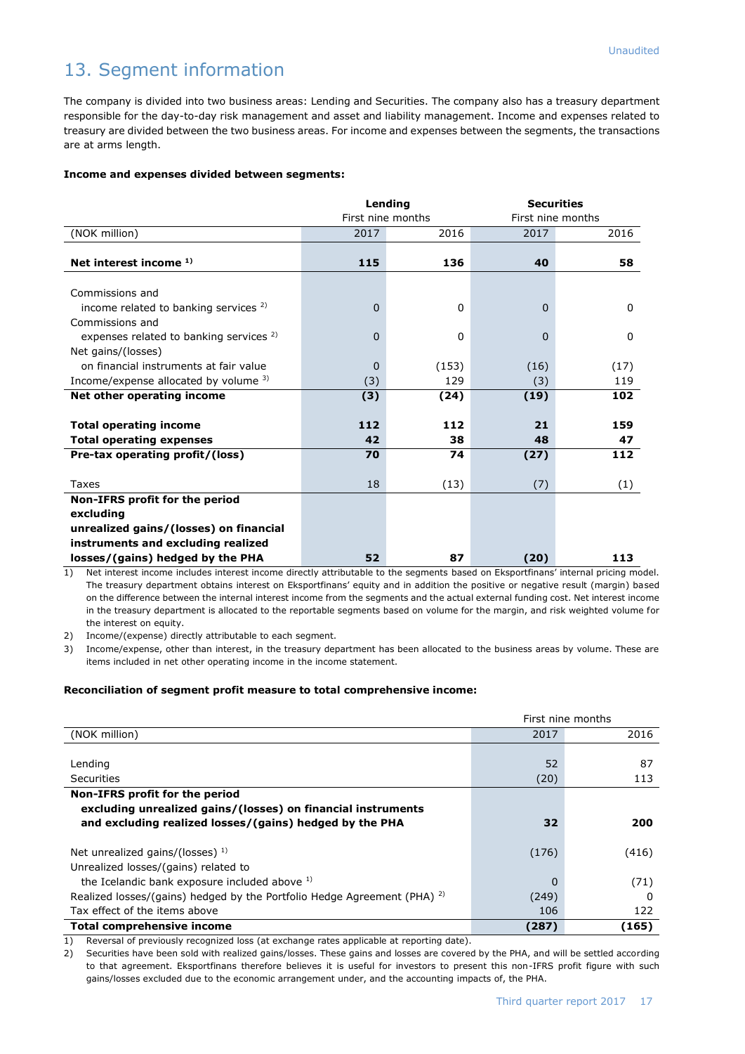Unaudited

# 13. Segment information

The company is divided into two business areas: Lending and Securities. The company also has a treasury department responsible for the day-to-day risk management and asset and liability management. Income and expenses related to treasury are divided between the two business areas. For income and expenses between the segments, the transactions are at arms length.

**Income and expenses divided between segments:**

| | **Lending** | | **Securities** | |
|---|---|---|---|---|
| | First nine months | | First nine months | |
| (NOK million) | 2017 | 2016 | 2017 | 2016 |
| **Net interest income** [1] | **115** | **136** | **40** | **58** |
| Commissions and income related to banking services [2] | 0 | 0 | 0 | 0 |
| Commissions and expenses related to banking services [2] | 0 | 0 | 0 | 0 |
| Net gains/(losses) on financial instruments at fair value | 0 | (153) | (16) | (17) |
| Income/expense allocated by volume [3] | (3) | 129 | (3) | 119 |
| **Net other operating income** | **(3)** | **(24)** | **(19)** | **102** |
| **Total operating income** | **112** | **112** | **21** | **159** |
| **Total operating expenses** | **42** | **38** | **48** | **47** |
| **Pre-tax operating profit/(loss)** | **70** | **74** | **(27)** | **112** |
| Taxes | 18 | (13) | (7) | (1) |
| **Non-IFRS profit for the period excluding unrealized gains/(losses) on financial instruments and excluding realized losses/(gains) hedged by the PHA** | **52** | **87** | **(20)** | **113** |

1) Net interest income includes interest income directly attributable to the segments based on Eksportfinans' internal pricing model. The treasury department obtains interest on Eksportfinans' equity and in addition the positive or negative result (margin) based on the difference between the internal interest income from the segments and the actual external funding cost. Net interest income in the treasury department is allocated to the reportable segments based on volume for the margin, and risk weighted volume for the interest on equity.

2) Income/(expense) directly attributable to each segment.

3) Income/expense, other than interest, in the treasury department has been allocated to the business areas by volume. These are items included in net other operating income in the income statement.

**Reconciliation of segment profit measure to total comprehensive income:**

| | First nine months | |
|---|---|---|
| (NOK million) | 2017 | 2016 |
| Lending | 52 | 87 |
| Securities | (20) | 113 |
| **Non-IFRS profit for the period excluding unrealized gains/(losses) on financial instruments and excluding realized losses/(gains) hedged by the PHA** | **32** | **200** |
| Net unrealized gains/(losses) [1] | (176) | (416) |
| Unrealized losses/(gains) related to the Icelandic bank exposure included above [1] | 0 | (71) |
| Realized losses/(gains) hedged by the Portfolio Hedge Agreement (PHA) [2] | (249) | 0 |
| Tax effect of the items above | 106 | 122 |
| **Total comprehensive income** | **(287)** | **(165)** |

1) Reversal of previously recognized loss (at exchange rates applicable at reporting date).

2) Securities have been sold with realized gains/losses. These gains and losses are covered by the PHA, and will be settled according to that agreement. Eksportfinans therefore believes it is useful for investors to present this non-IFRS profit figure with such gains/losses excluded due to the economic arrangement under, and the accounting impacts of, the PHA.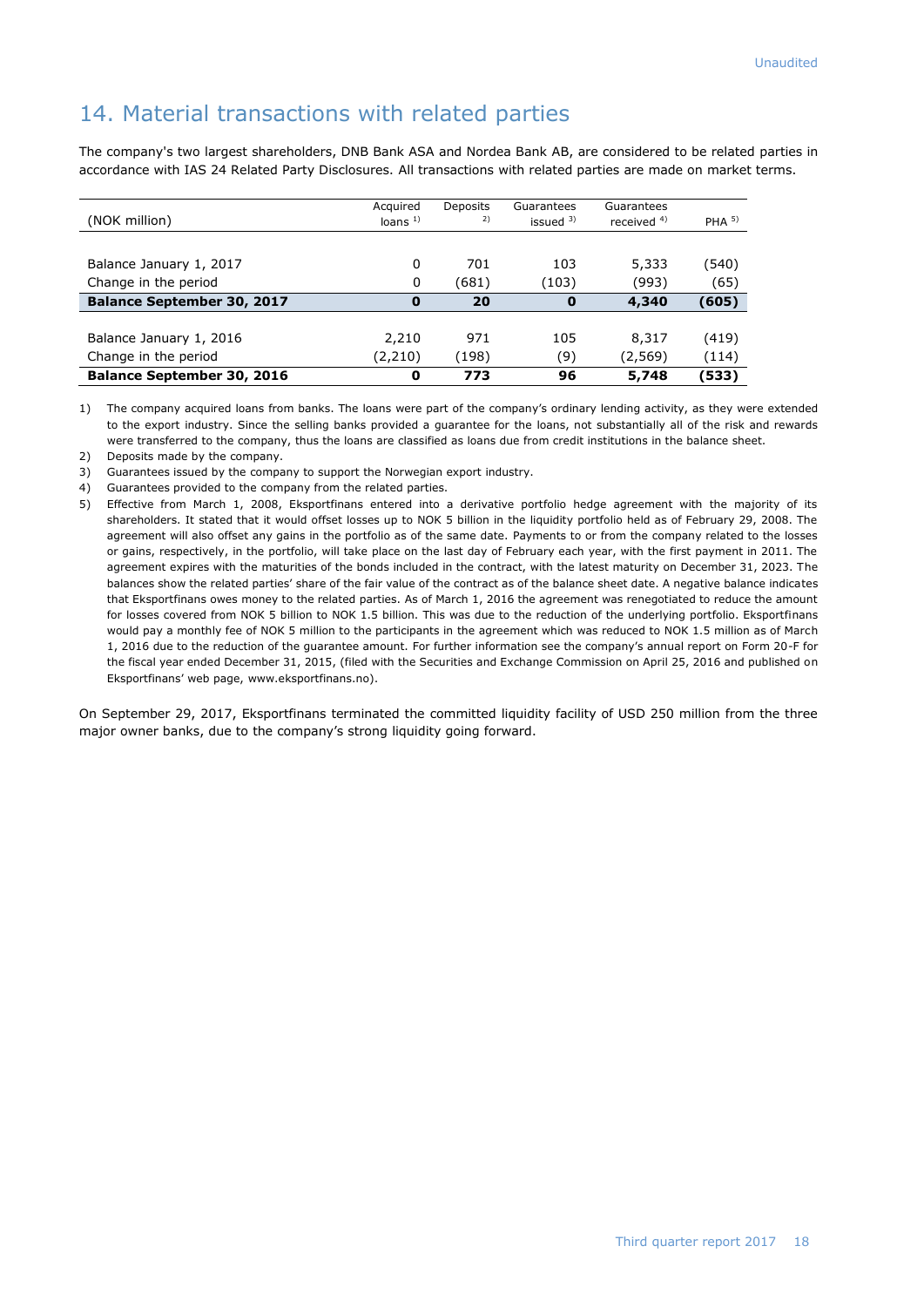## 14. Material transactions with related parties

The company's two largest shareholders, DNB Bank ASA and Nordea Bank AB, are considered to be related parties in accordance with IAS 24 Related Party Disclosures. All transactions with related parties are made on market terms.

| (NOK million) | Acquired loans [1] | Deposits [2] | Guarantees issued [3] | Guarantees received [4] | PHA [5] |
|---|---|---|---|---|---|
| Balance January 1, 2017 | 0 | 701 | 103 | 5,333 | (540) |
| Change in the period | 0 | (681) | (103) | (993) | (65) |
| **Balance September 30, 2017** | **0** | **20** | **0** | **4,340** | **(605)** |
| Balance January 1, 2016 | 2,210 | 971 | 105 | 8,317 | (419) |
| Change in the period | (2,210) | (198) | (9) | (2,569) | (114) |
| **Balance September 30, 2016** | **0** | **773** | **96** | **5,748** | **(533)** |

1) The company acquired loans from banks. The loans were part of the company's ordinary lending activity, as they were extended to the export industry. Since the selling banks provided a guarantee for the loans, not substantially all of the risk and rewards were transferred to the company, thus the loans are classified as loans due from credit institutions in the balance sheet.
2) Deposits made by the company.
3) Guarantees issued by the company to support the Norwegian export industry.
4) Guarantees provided to the company from the related parties.
5) Effective from March 1, 2008, Eksportfinans entered into a derivative portfolio hedge agreement with the majority of its shareholders. It stated that it would offset losses up to NOK 5 billion in the liquidity portfolio held as of February 29, 2008. The agreement will also offset any gains in the portfolio as of the same date. Payments to or from the company related to the losses or gains, respectively, in the portfolio, will take place on the last day of February each year, with the first payment in 2011. The agreement expires with the maturities of the bonds included in the contract, with the latest maturity on December 31, 2023. The balances show the related parties' share of the fair value of the contract as of the balance sheet date. A negative balance indicates that Eksportfinans owes money to the related parties. As of March 1, 2016 the agreement was renegotiated to reduce the amount for losses covered from NOK 5 billion to NOK 1.5 billion. This was due to the reduction of the underlying portfolio. Eksportfinans would pay a monthly fee of NOK 5 million to the participants in the agreement which was reduced to NOK 1.5 million as of March 1, 2016 due to the reduction of the guarantee amount. For further information see the company's annual report on Form 20-F for the fiscal year ended December 31, 2015, (filed with the Securities and Exchange Commission on April 25, 2016 and published on Eksportfinans' web page, www.eksportfinans.no).

On September 29, 2017, Eksportfinans terminated the committed liquidity facility of USD 250 million from the three major owner banks, due to the company's strong liquidity going forward.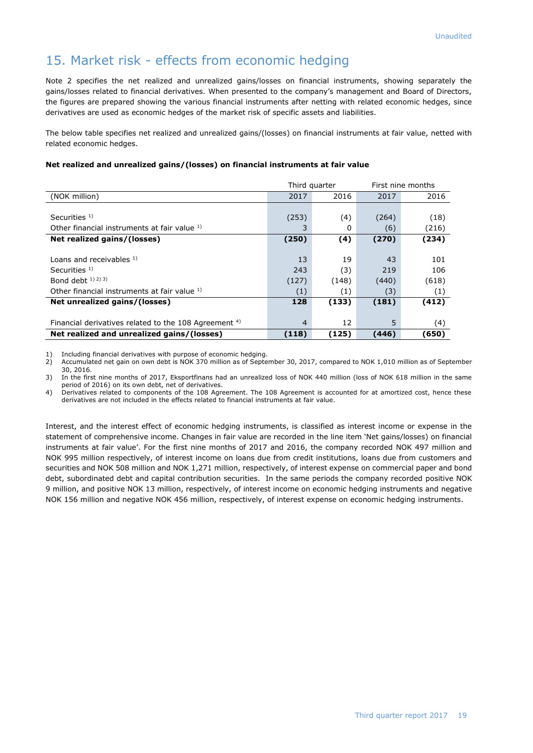## 15. Market risk - effects from economic hedging

Note 2 specifies the net realized and unrealized gains/losses on financial instruments, showing separately the gains/losses related to financial derivatives. When presented to the company's management and Board of Directors, the figures are prepared showing the various financial instruments after netting with related economic hedges, since derivatives are used as economic hedges of the market risk of specific assets and liabilities.

The below table specifies net realized and unrealized gains/(losses) on financial instruments at fair value, netted with related economic hedges.

**Net realized and unrealized gains/(losses) on financial instruments at fair value**

| | Third quarter | | First nine months | |
|---|---|---|---|---|
| (NOK million) | 2017 | 2016 | 2017 | 2016 |
| Securities [1] | (253) | (4) | (264) | (18) |
| Other financial instruments at fair value [1] | 3 | 0 | (6) | (216) |
| **Net realized gains/(losses)** | **(250)** | **(4)** | **(270)** | **(234)** |
| Loans and receivables [1] | 13 | 19 | 43 | 101 |
| Securities [1] | 243 | (3) | 219 | 106 |
| Bond debt [1] [2] [3] | (127) | (148) | (440) | (618) |
| Other financial instruments at fair value [1] | (1) | (1) | (3) | (1) |
| **Net unrealized gains/(losses)** | **128** | **(133)** | **(181)** | **(412)** |
| Financial derivatives related to the 108 Agreement [4] | 4 | 12 | 5 | (4) |
| **Net realized and unrealized gains/(losses)** | **(118)** | **(125)** | **(446)** | **(650)** |

1) Including financial derivatives with purpose of economic hedging.
2) Accumulated net gain on own debt is NOK 370 million as of September 30, 2017, compared to NOK 1,010 million as of September 30, 2016.
3) In the first nine months of 2017, Eksportfinans had an unrealized loss of NOK 440 million (loss of NOK 618 million in the same period of 2016) on its own debt, net of derivatives.
4) Derivatives related to components of the 108 Agreement. The 108 Agreement is accounted for at amortized cost, hence these derivatives are not included in the effects related to financial instruments at fair value.

Interest, and the interest effect of economic hedging instruments, is classified as interest income or expense in the statement of comprehensive income. Changes in fair value are recorded in the line item 'Net gains/losses) on financial instruments at fair value'. For the first nine months of 2017 and 2016, the company recorded NOK 497 million and NOK 995 million respectively, of interest income on loans due from credit institutions, loans due from customers and securities and NOK 508 million and NOK 1,271 million, respectively, of interest expense on commercial paper and bond debt, subordinated debt and capital contribution securities. In the same periods the company recorded positive NOK 9 million, and positive NOK 13 million, respectively, of interest income on economic hedging instruments and negative NOK 156 million and negative NOK 456 million, respectively, of interest expense on economic hedging instruments.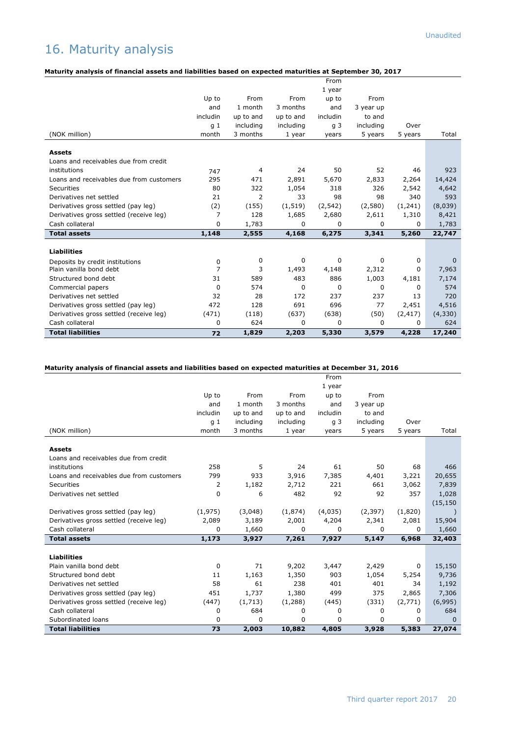Unaudited

# 16. Maturity analysis

**Maturity analysis of financial assets and liabilities based on expected maturities at September 30, 2017**

| (NOK million) | Up to and including 1 month | From 1 month up to and including 3 months | From 3 months up to and including 1 year | From 1 year up to and including 3 years | From 3 year up to and including 5 years | Over 5 years | Total |
|---|---|---|---|---|---|---|---|
| **Assets** | | | | | | | |
| Loans and receivables due from credit institutions | 747 | 4 | 24 | 50 | 52 | 46 | 923 |
| Loans and receivables due from customers | 295 | 471 | 2,891 | 5,670 | 2,833 | 2,264 | 14,424 |
| Securities | 80 | 322 | 1,054 | 318 | 326 | 2,542 | 4,642 |
| Derivatives net settled | 21 | 2 | 33 | 98 | 98 | 340 | 593 |
| Derivatives gross settled (pay leg) | (2) | (155) | (1,519) | (2,542) | (2,580) | (1,241) | (8,039) |
| Derivatives gross settled (receive leg) | 7 | 128 | 1,685 | 2,680 | 2,611 | 1,310 | 8,421 |
| Cash collateral | 0 | 1,783 | 0 | 0 | 0 | 0 | 1,783 |
| **Total assets** | **1,148** | **2,555** | **4,168** | **6,275** | **3,341** | **5,260** | **22,747** |
| **Liabilities** | | | | | | | |
| Deposits by credit institutions | 0 | 0 | 0 | 0 | 0 | 0 | 0 |
| Plain vanilla bond debt | 7 | 3 | 1,493 | 4,148 | 2,312 | 0 | 7,963 |
| Structured bond debt | 31 | 589 | 483 | 886 | 1,003 | 4,181 | 7,174 |
| Commercial papers | 0 | 574 | 0 | 0 | 0 | 0 | 574 |
| Derivatives net settled | 32 | 28 | 172 | 237 | 237 | 13 | 720 |
| Derivatives gross settled (pay leg) | 472 | 128 | 691 | 696 | 77 | 2,451 | 4,516 |
| Derivatives gross settled (receive leg) | (471) | (118) | (637) | (638) | (50) | (2,417) | (4,330) |
| Cash collateral | 0 | 624 | 0 | 0 | 0 | 0 | 624 |
| **Total liabilities** | **72** | **1,829** | **2,203** | **5,330** | **3,579** | **4,228** | **17,240** |

**Maturity analysis of financial assets and liabilities based on expected maturities at December 31, 2016**

| (NOK million) | Up to and including 1 month | From 1 month up to and including 3 months | From 3 months up to and including 1 year | From 1 year up to and including 3 years | From 3 year up to and including 5 years | Over 5 years | Total |
|---|---|---|---|---|---|---|---|
| **Assets** | | | | | | | |
| Loans and receivables due from credit institutions | 258 | 5 | 24 | 61 | 50 | 68 | 466 |
| Loans and receivables due from customers | 799 | 933 | 3,916 | 7,385 | 4,401 | 3,221 | 20,655 |
| Securities | 2 | 1,182 | 2,712 | 221 | 661 | 3,062 | 7,839 |
| Derivatives net settled | 0 | 6 | 482 | 92 | 92 | 357 | 1,028 |
| Derivatives gross settled (pay leg) | (1,975) | (3,048) | (1,874) | (4,035) | (2,397) | (1,820) | (15,150) |
| Derivatives gross settled (receive leg) | 2,089 | 3,189 | 2,001 | 4,204 | 2,341 | 2,081 | 15,904 |
| Cash collateral | 0 | 1,660 | 0 | 0 | 0 | 0 | 1,660 |
| **Total assets** | **1,173** | **3,927** | **7,261** | **7,927** | **5,147** | **6,968** | **32,403** |
| **Liabilities** | | | | | | | |
| Plain vanilla bond debt | 0 | 71 | 9,202 | 3,447 | 2,429 | 0 | 15,150 |
| Structured bond debt | 11 | 1,163 | 1,350 | 903 | 1,054 | 5,254 | 9,736 |
| Derivatives net settled | 58 | 61 | 238 | 401 | 401 | 34 | 1,192 |
| Derivatives gross settled (pay leg) | 451 | 1,737 | 1,380 | 499 | 375 | 2,865 | 7,306 |
| Derivatives gross settled (receive leg) | (447) | (1,713) | (1,288) | (445) | (331) | (2,771) | (6,995) |
| Cash collateral | 0 | 684 | 0 | 0 | 0 | 0 | 684 |
| Subordinated loans | 0 | 0 | 0 | 0 | 0 | 0 | 0 |
| **Total liabilities** | **73** | **2,003** | **10,882** | **4,805** | **3,928** | **5,383** | **27,074** |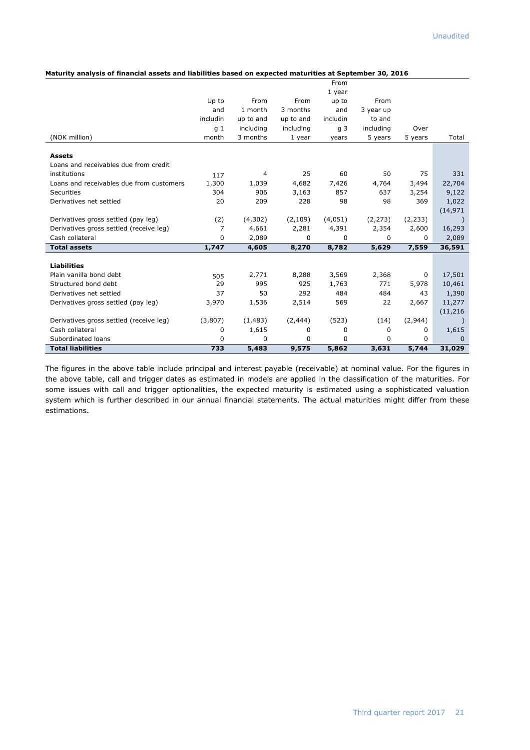Unaudited

**Maturity analysis of financial assets and liabilities based on expected maturities at September 30, 2016**

| (NOK million) | Up to and including 1 month | From 1 month up to and including 3 months | From 3 months up to and including 1 year | From 1 year up to and including 3 years | From 3 year up to and including 5 years | Over 5 years | Total |
|---|---|---|---|---|---|---|---|
| **Assets** | | | | | | | |
| Loans and receivables due from credit institutions | 117 | 4 | 25 | 60 | 50 | 75 | 331 |
| Loans and receivables due from customers | 1,300 | 1,039 | 4,682 | 7,426 | 4,764 | 3,494 | 22,704 |
| Securities | 304 | 906 | 3,163 | 857 | 637 | 3,254 | 9,122 |
| Derivatives net settled | 20 | 209 | 228 | 98 | 98 | 369 | 1,022 |
| Derivatives gross settled (pay leg) | (2) | (4,302) | (2,109) | (4,051) | (2,273) | (2,233) | (14,971) |
| Derivatives gross settled (receive leg) | 7 | 4,661 | 2,281 | 4,391 | 2,354 | 2,600 | 16,293 |
| Cash collateral | 0 | 2,089 | 0 | 0 | 0 | 0 | 2,089 |
| **Total assets** | **1,747** | **4,605** | **8,270** | **8,782** | **5,629** | **7,559** | **36,591** |
| | | | | | | | |
| **Liabilities** | | | | | | | |
| Plain vanilla bond debt | 505 | 2,771 | 8,288 | 3,569 | 2,368 | 0 | 17,501 |
| Structured bond debt | 29 | 995 | 925 | 1,763 | 771 | 5,978 | 10,461 |
| Derivatives net settled | 37 | 50 | 292 | 484 | 484 | 43 | 1,390 |
| Derivatives gross settled (pay leg) | 3,970 | 1,536 | 2,514 | 569 | 22 | 2,667 | 11,277 |
| Derivatives gross settled (receive leg) | (3,807) | (1,483) | (2,444) | (523) | (14) | (2,944) | (11,216) |
| Cash collateral | 0 | 1,615 | 0 | 0 | 0 | 0 | 1,615 |
| Subordinated loans | 0 | 0 | 0 | 0 | 0 | 0 | 0 |
| **Total liabilities** | **733** | **5,483** | **9,575** | **5,862** | **3,631** | **5,744** | **31,029** |

The figures in the above table include principal and interest payable (receivable) at nominal value. For the figures in the above table, call and trigger dates as estimated in models are applied in the classification of the maturities. For some issues with call and trigger optionalities, the expected maturity is estimated using a sophisticated valuation system which is further described in our annual financial statements. The actual maturities might differ from these estimations.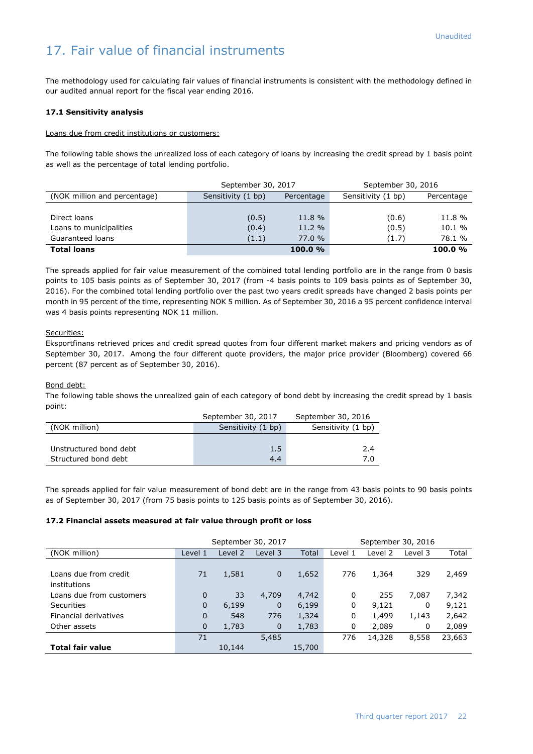Unaudited

# 17. Fair value of financial instruments

The methodology used for calculating fair values of financial instruments is consistent with the methodology defined in our audited annual report for the fiscal year ending 2016.

### 17.1 Sensitivity analysis

Loans due from credit institutions or customers:

The following table shows the unrealized loss of each category of loans by increasing the credit spread by 1 basis point as well as the percentage of total lending portfolio.

| | September 30, 2017 | | September 30, 2016 | |
|---|---|---|---|---|
| (NOK million and percentage) | Sensitivity (1 bp) | Percentage | Sensitivity (1 bp) | Percentage |
| Direct loans | (0.5) | 11.8 % | (0.6) | 11.8 % |
| Loans to municipalities | (0.4) | 11.2 % | (0.5) | 10.1 % |
| Guaranteed loans | (1.1) | 77.0 % | (1.7) | 78.1 % |
| **Total loans** | | **100.0 %** | | **100.0 %** |

The spreads applied for fair value measurement of the combined total lending portfolio are in the range from 0 basis points to 105 basis points as of September 30, 2017 (from -4 basis points to 109 basis points as of September 30, 2016). For the combined total lending portfolio over the past two years credit spreads have changed 2 basis points per month in 95 percent of the time, representing NOK 5 million. As of September 30, 2016 a 95 percent confidence interval was 4 basis points representing NOK 11 million.

Securities:

Eksportfinans retrieved prices and credit spread quotes from four different market makers and pricing vendors as of September 30, 2017. Among the four different quote providers, the major price provider (Bloomberg) covered 66 percent (87 percent as of September 30, 2016).

Bond debt:

The following table shows the unrealized gain of each category of bond debt by increasing the credit spread by 1 basis point:

| | September 30, 2017 | September 30, 2016 |
|---|---|---|
| (NOK million) | Sensitivity (1 bp) | Sensitivity (1 bp) |
| Unstructured bond debt | 1.5 | 2.4 |
| Structured bond debt | 4.4 | 7.0 |

The spreads applied for fair value measurement of bond debt are in the range from 43 basis points to 90 basis points as of September 30, 2017 (from 75 basis points to 125 basis points as of September 30, 2016).

### 17.2 Financial assets measured at fair value through profit or loss

| | September 30, 2017 | | | | September 30, 2016 | | | |
|---|---|---|---|---|---|---|---|---|
| (NOK million) | Level 1 | Level 2 | Level 3 | Total | Level 1 | Level 2 | Level 3 | Total |
| Loans due from credit institutions | 71 | 1,581 | 0 | 1,652 | 776 | 1,364 | 329 | 2,469 |
| Loans due from customers | 0 | 33 | 4,709 | 4,742 | 0 | 255 | 7,087 | 7,342 |
| Securities | 0 | 6,199 | 0 | 6,199 | 0 | 9,121 | 0 | 9,121 |
| Financial derivatives | 0 | 548 | 776 | 1,324 | 0 | 1,499 | 1,143 | 2,642 |
| Other assets | 0 | 1,783 | 0 | 1,783 | 0 | 2,089 | 0 | 2,089 |
| **Total fair value** | 71 | 10,144 | 5,485 | 15,700 | 776 | 14,328 | 8,558 | 23,663 |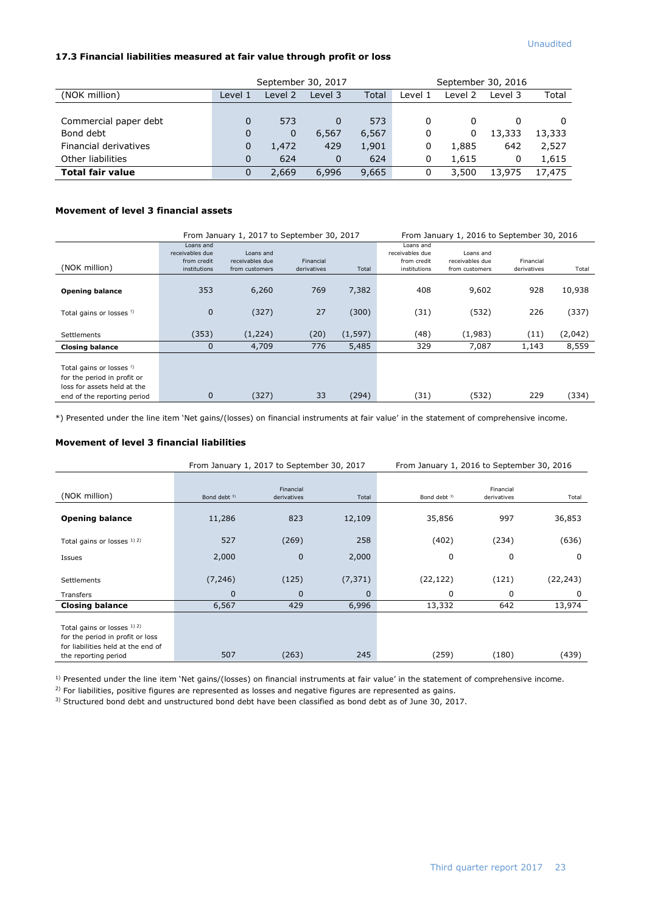Unaudited

### 17.3 Financial liabilities measured at fair value through profit or loss

| (NOK million) | September 30, 2017 | | | | September 30, 2016 | | | |
|---|---|---|---|---|---|---|---|---|
| | Level 1 | Level 2 | Level 3 | Total | Level 1 | Level 2 | Level 3 | Total |
| Commercial paper debt | 0 | 573 | 0 | 573 | 0 | 0 | 0 | 0 |
| Bond debt | 0 | 0 | 6,567 | 6,567 | 0 | 0 | 13,333 | 13,333 |
| Financial derivatives | 0 | 1,472 | 429 | 1,901 | 0 | 1,885 | 642 | 2,527 |
| Other liabilities | 0 | 624 | 0 | 624 | 0 | 1,615 | 0 | 1,615 |
| **Total fair value** | 0 | 2,669 | 6,996 | 9,665 | 0 | 3,500 | 13,975 | 17,475 |

### Movement of level 3 financial assets

| (NOK million) | From January 1, 2017 to September 30, 2017 | | | | From January 1, 2016 to September 30, 2016 | | | |
|---|---|---|---|---|---|---|---|---|
| | Loans and receivables due from credit institutions | Loans and receivables due from customers | Financial derivatives | Total | Loans and receivables due from credit institutions | Loans and receivables due from customers | Financial derivatives | Total |
| **Opening balance** | 353 | 6,260 | 769 | 7,382 | 408 | 9,602 | 928 | 10,938 |
| Total gains or losses [1] | 0 | (327) | 27 | (300) | (31) | (532) | 226 | (337) |
| Settlements | (353) | (1,224) | (20) | (1,597) | (48) | (1,983) | (11) | (2,042) |
| **Closing balance** | 0 | 4,709 | 776 | 5,485 | 329 | 7,087 | 1,143 | 8,559 |
| Total gains or losses [1] for the period in profit or loss for assets held at the end of the reporting period | 0 | (327) | 33 | (294) | (31) | (532) | 229 | (334) |

*) Presented under the line item 'Net gains/(losses) on financial instruments at fair value' in the statement of comprehensive income.

### Movement of level 3 financial liabilities

| (NOK million) | From January 1, 2017 to September 30, 2017 | | | From January 1, 2016 to September 30, 2016 | | |
|---|---|---|---|---|---|---|
| | Bond debt [3] | Financial derivatives | Total | Bond debt [3] | Financial derivatives | Total |
| **Opening balance** | 11,286 | 823 | 12,109 | 35,856 | 997 | 36,853 |
| Total gains or losses [1] [2] | 527 | (269) | 258 | (402) | (234) | (636) |
| Issues | 2,000 | 0 | 2,000 | 0 | 0 | 0 |
| Settlements | (7,246) | (125) | (7,371) | (22,122) | (121) | (22,243) |
| Transfers | 0 | 0 | 0 | 0 | 0 | 0 |
| **Closing balance** | 6,567 | 429 | 6,996 | 13,332 | 642 | 13,974 |
| Total gains or losses [1] [2] for the period in profit or loss for liabilities held at the end of the reporting period | 507 | (263) | 245 | (259) | (180) | (439) |

[1] Presented under the line item 'Net gains/(losses) on financial instruments at fair value' in the statement of comprehensive income.

[2] For liabilities, positive figures are represented as losses and negative figures are represented as gains.

[3] Structured bond debt and unstructured bond debt have been classified as bond debt as of June 30, 2017.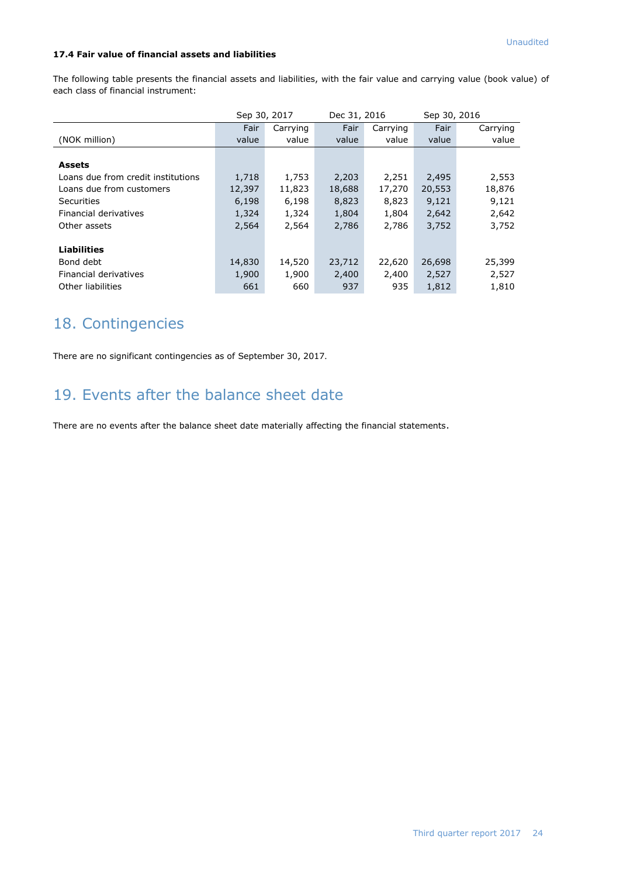Unaudited

### 17.4 Fair value of financial assets and liabilities

The following table presents the financial assets and liabilities, with the fair value and carrying value (book value) of each class of financial instrument:

| | Sep 30, 2017 | | Dec 31, 2016 | | Sep 30, 2016 | |
|---|---|---|---|---|---|---|
| (NOK million) | Fair value | Carrying value | Fair value | Carrying value | Fair value | Carrying value |
| **Assets** | | | | | | |
| Loans due from credit institutions | 1,718 | 1,753 | 2,203 | 2,251 | 2,495 | 2,553 |
| Loans due from customers | 12,397 | 11,823 | 18,688 | 17,270 | 20,553 | 18,876 |
| Securities | 6,198 | 6,198 | 8,823 | 8,823 | 9,121 | 9,121 |
| Financial derivatives | 1,324 | 1,324 | 1,804 | 1,804 | 2,642 | 2,642 |
| Other assets | 2,564 | 2,564 | 2,786 | 2,786 | 3,752 | 3,752 |
| **Liabilities** | | | | | | |
| Bond debt | 14,830 | 14,520 | 23,712 | 22,620 | 26,698 | 25,399 |
| Financial derivatives | 1,900 | 1,900 | 2,400 | 2,400 | 2,527 | 2,527 |
| Other liabilities | 661 | 660 | 937 | 935 | 1,812 | 1,810 |

## 18. Contingencies

There are no significant contingencies as of September 30, 2017.

## 19. Events after the balance sheet date

There are no events after the balance sheet date materially affecting the financial statements.